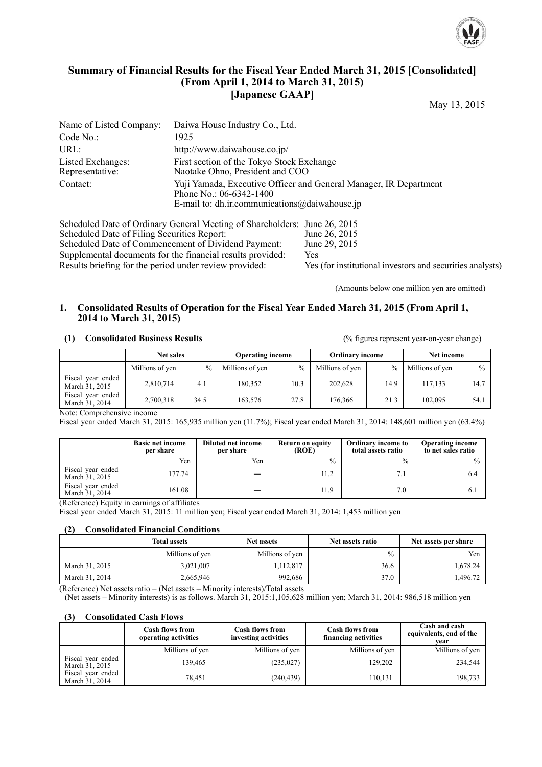# Summary of Financial Results for the Fiscal Year Ended March 31, 2015 [Consolidated] (From April 1, 2014 to March 31, 2015) [Japanese GAAP]

May 13, 2015

| | |
|---|---|
| Name of Listed Company: | Daiwa House Industry Co., Ltd. |
| Code No.: | 1925 |
| URL: | http://www.daiwahouse.co.jp/ |
| Listed Exchanges: | First section of the Tokyo Stock Exchange |
| Representative: | Naotake Ohno, President and COO |
| Contact: | Yuji Yamada, Executive Officer and General Manager, IR Department<br>Phone No.: 06-6342-1400<br>E-mail to: dh.ir.communications@daiwahouse.jp |

| | |
|---|---|
| Scheduled Date of Ordinary General Meeting of Shareholders: | June 26, 2015 |
| Scheduled Date of Filing Securities Report: | June 26, 2015 |
| Scheduled Date of Commencement of Dividend Payment: | June 29, 2015 |
| Supplemental documents for the financial results provided: | Yes |
| Results briefing for the period under review provided: | Yes (for institutional investors and securities analysts) |

(Amounts below one million yen are omitted)

## 1. Consolidated Results of Operation for the Fiscal Year Ended March 31, 2015 (From April 1, 2014 to March 31, 2015)

### (1) Consolidated Business Results

(% figures represent year-on-year change)

| | Net sales | | Operating income | | Ordinary income | | Net income | |
|---|---|---|---|---|---|---|---|---|
| | Millions of yen | % | Millions of yen | % | Millions of yen | % | Millions of yen | % |
| Fiscal year ended March 31, 2015 | 2,810,714 | 4.1 | 180,352 | 10.3 | 202,628 | 14.9 | 117,133 | 14.7 |
| Fiscal year ended March 31, 2014 | 2,700,318 | 34.5 | 163,576 | 27.8 | 176,366 | 21.3 | 102,095 | 54.1 |

Note: Comprehensive income

Fiscal year ended March 31, 2015: 165,935 million yen (11.7%); Fiscal year ended March 31, 2014: 148,601 million yen (63.4%)

| | Basic net income per share | Diluted net income per share | Return on equity (ROE) | Ordinary income to total assets ratio | Operating income to net sales ratio |
|---|---|---|---|---|---|
| | Yen | Yen | % | % | % |
| Fiscal year ended March 31, 2015 | 177.74 | — | 11.2 | 7.1 | 6.4 |
| Fiscal year ended March 31, 2014 | 161.08 | — | 11.9 | 7.0 | 6.1 |

(Reference) Equity in earnings of affiliates

Fiscal year ended March 31, 2015: 11 million yen; Fiscal year ended March 31, 2014: 1,453 million yen

### (2) Consolidated Financial Conditions

| | Total assets | Net assets | Net assets ratio | Net assets per share |
|---|---|---|---|---|
| | Millions of yen | Millions of yen | % | Yen |
| March 31, 2015 | 3,021,007 | 1,112,817 | 36.6 | 1,678.24 |
| March 31, 2014 | 2,665,946 | 992,686 | 37.0 | 1,496.72 |

(Reference) Net assets ratio = (Net assets – Minority interests)/Total assets

(Net assets – Minority interests) is as follows. March 31, 2015:1,105,628 million yen; March 31, 2014: 986,518 million yen

### (3) Consolidated Cash Flows

| | Cash flows from operating activities | Cash flows from investing activities | Cash flows from financing activities | Cash and cash equivalents, end of the year |
|---|---|---|---|---|
| | Millions of yen | Millions of yen | Millions of yen | Millions of yen |
| Fiscal year ended March 31, 2015 | 139,465 | (235,027) | 129,202 | 234,544 |
| Fiscal year ended March 31, 2014 | 78,451 | (240,439) | 110,131 | 198,733 |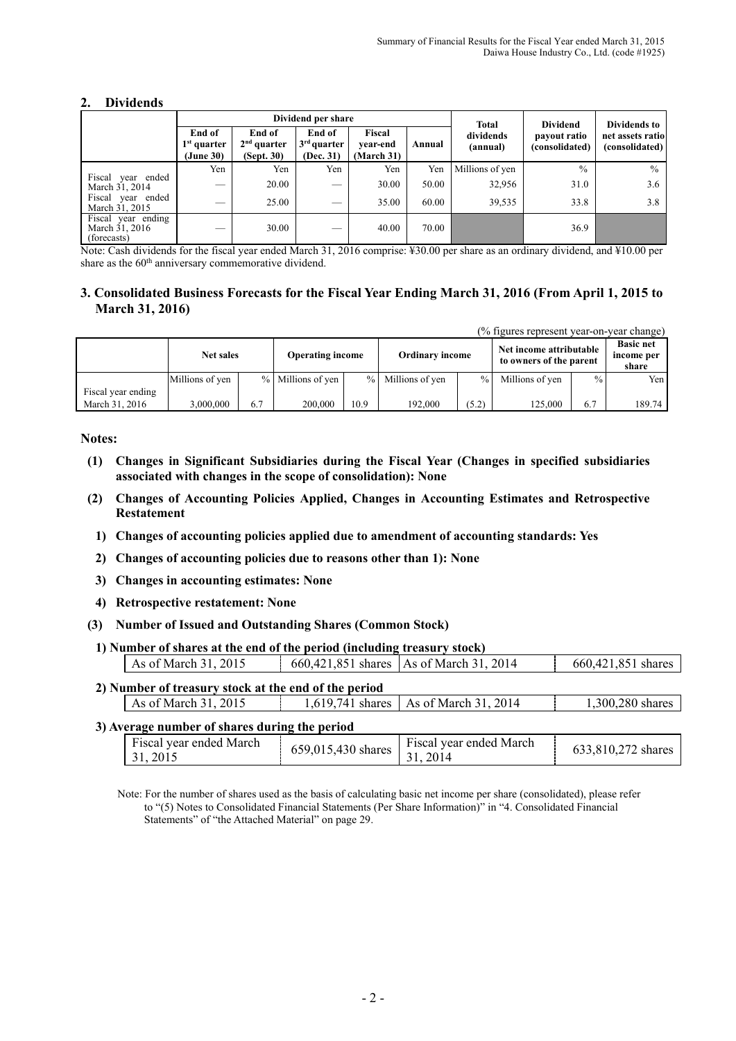## 2. Dividends

| | Dividend per share | | | | | Total dividends (annual) | Dividend payout ratio (consolidated) | Dividends to net assets ratio (consolidated) |
|---|---|---|---|---|---|---|---|---|
| | End of 1st quarter (June 30) | End of 2nd quarter (Sept. 30) | End of 3rd quarter (Dec. 31) | Fiscal year-end (March 31) | Annual | | | |
| | Yen | Yen | Yen | Yen | Yen | Millions of yen | % | % |
| Fiscal year ended March 31, 2014 | — | 20.00 | — | 30.00 | 50.00 | 32,956 | 31.0 | 3.6 |
| Fiscal year ended March 31, 2015 | — | 25.00 | — | 35.00 | 60.00 | 39,535 | 33.8 | 3.8 |
| Fiscal year ending March 31, 2016 (forecasts) | — | 30.00 | — | 40.00 | 70.00 | | 36.9 | |

Note: Cash dividends for the fiscal year ended March 31, 2016 comprise: ¥30.00 per share as an ordinary dividend, and ¥10.00 per share as the 60th anniversary commemorative dividend.

## 3. Consolidated Business Forecasts for the Fiscal Year Ending March 31, 2016 (From April 1, 2015 to March 31, 2016)

(% figures represent year-on-year change)

| | Net sales | | Operating income | | Ordinary income | | Net income attributable to owners of the parent | | Basic net income per share |
|---|---|---|---|---|---|---|---|---|---|
| | Millions of yen | % | Millions of yen | % | Millions of yen | % | Millions of yen | % | Yen |
| Fiscal year ending March 31, 2016 | 3,000,000 | 6.7 | 200,000 | 10.9 | 192,000 | (5.2) | 125,000 | 6.7 | 189.74 |

**Notes:**

**(1) Changes in Significant Subsidiaries during the Fiscal Year (Changes in specified subsidiaries associated with changes in the scope of consolidation): None**

**(2) Changes of Accounting Policies Applied, Changes in Accounting Estimates and Retrospective Restatement**

**1) Changes of accounting policies applied due to amendment of accounting standards: Yes**

**2) Changes of accounting policies due to reasons other than 1): None**

**3) Changes in accounting estimates: None**

**4) Retrospective restatement: None**

**(3) Number of Issued and Outstanding Shares (Common Stock)**

**1) Number of shares at the end of the period (including treasury stock)**

| As of March 31, 2015 | 660,421,851 shares | As of March 31, 2014 | 660,421,851 shares |
|---|---|---|---|

**2) Number of treasury stock at the end of the period**

| As of March 31, 2015 | 1,619,741 shares | As of March 31, 2014 | 1,300,280 shares |
|---|---|---|---|

**3) Average number of shares during the period**

| Fiscal year ended March 31, 2015 | 659,015,430 shares | Fiscal year ended March 31, 2014 | 633,810,272 shares |
|---|---|---|---|

Note: For the number of shares used as the basis of calculating basic net income per share (consolidated), please refer to "(5) Notes to Consolidated Financial Statements (Per Share Information)" in "4. Consolidated Financial Statements" of "the Attached Material" on page 29.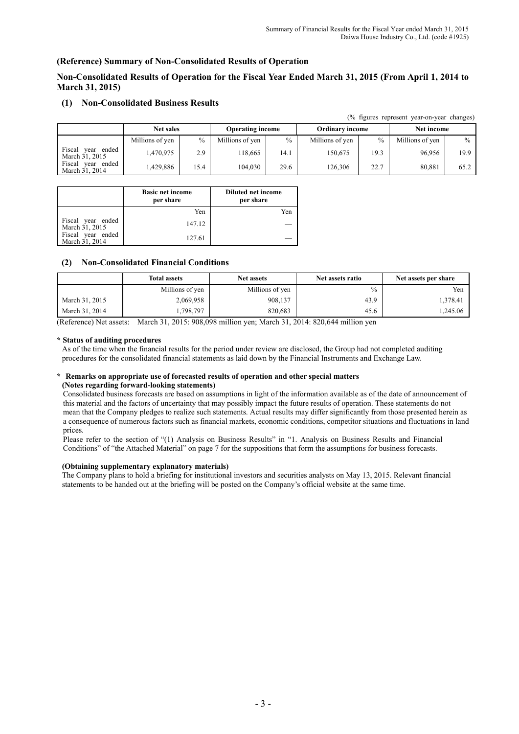## (Reference) Summary of Non-Consolidated Results of Operation

## Non-Consolidated Results of Operation for the Fiscal Year Ended March 31, 2015 (From April 1, 2014 to March 31, 2015)

### (1) Non-Consolidated Business Results

(% figures represent year-on-year changes)

| | Net sales | | Operating income | | Ordinary income | | Net income | |
|---|---|---|---|---|---|---|---|---|
| | Millions of yen | % | Millions of yen | % | Millions of yen | % | Millions of yen | % |
| Fiscal year ended March 31, 2015 | 1,470,975 | 2.9 | 118,665 | 14.1 | 150,675 | 19.3 | 96,956 | 19.9 |
| Fiscal year ended March 31, 2014 | 1,429,886 | 15.4 | 104,030 | 29.6 | 126,306 | 22.7 | 80,881 | 65.2 |

| | Basic net income per share | Diluted net income per share |
|---|---|---|
| | Yen | Yen |
| Fiscal year ended March 31, 2015 | 147.12 | — |
| Fiscal year ended March 31, 2014 | 127.61 | — |

### (2) Non-Consolidated Financial Conditions

| | Total assets | Net assets | Net assets ratio | Net assets per share |
|---|---|---|---|---|
| | Millions of yen | Millions of yen | % | Yen |
| March 31, 2015 | 2,069,958 | 908,137 | 43.9 | 1,378.41 |
| March 31, 2014 | 1,798,797 | 820,683 | 45.6 | 1,245.06 |

(Reference) Net assets: March 31, 2015: 908,098 million yen; March 31, 2014: 820,644 million yen

**\* Status of auditing procedures**

As of the time when the financial results for the period under review are disclosed, the Group had not completed auditing procedures for the consolidated financial statements as laid down by the Financial Instruments and Exchange Law.

**\* Remarks on appropriate use of forecasted results of operation and other special matters**

**(Notes regarding forward-looking statements)**

Consolidated business forecasts are based on assumptions in light of the information available as of the date of announcement of this material and the factors of uncertainty that may possibly impact the future results of operation. These statements do not mean that the Company pledges to realize such statements. Actual results may differ significantly from those presented herein as a consequence of numerous factors such as financial markets, economic conditions, competitor situations and fluctuations in land prices.

Please refer to the section of "(1) Analysis on Business Results" in "1. Analysis on Business Results and Financial Conditions" of "the Attached Material" on page 7 for the suppositions that form the assumptions for business forecasts.

**(Obtaining supplementary explanatory materials)**

The Company plans to hold a briefing for institutional investors and securities analysts on May 13, 2015. Relevant financial statements to be handed out at the briefing will be posted on the Company's official website at the same time.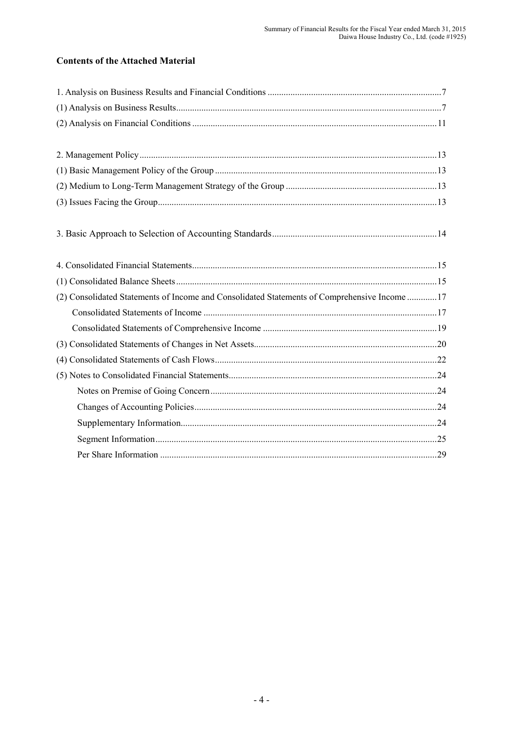## Contents of the Attached Material

1. Analysis on Business Results and Financial Conditions .......................................................................... 7
(1) Analysis on Business Results................................................................................................................ 7
(2) Analysis on Financial Conditions ......................................................................................................... 11

2. Management Policy................................................................................................................................ 13
(1) Basic Management Policy of the Group ............................................................................................... 13
(2) Medium to Long-Term Management Strategy of the Group ................................................................. 13
(3) Issues Facing the Group........................................................................................................................ 13

3. Basic Approach to Selection of Accounting Standards........................................................................... 14

4. Consolidated Financial Statements......................................................................................................... 15
(1) Consolidated Balance Sheets ................................................................................................................ 15
(2) Consolidated Statements of Income and Consolidated Statements of Comprehensive Income ............ 17
    Consolidated Statements of Income .................................................................................................... 17
    Consolidated Statements of Comprehensive Income ........................................................................... 19
(3) Consolidated Statements of Changes in Net Assets.............................................................................. 20
(4) Consolidated Statements of Cash Flows............................................................................................... 22
(5) Notes to Consolidated Financial Statements......................................................................................... 24
    Notes on Premise of Going Concern .................................................................................................. 24
    Changes of Accounting Policies......................................................................................................... 24
    Supplementary Information................................................................................................................ 24
    Segment Information........................................................................................................................... 25
    Per Share Information ........................................................................................................................ 29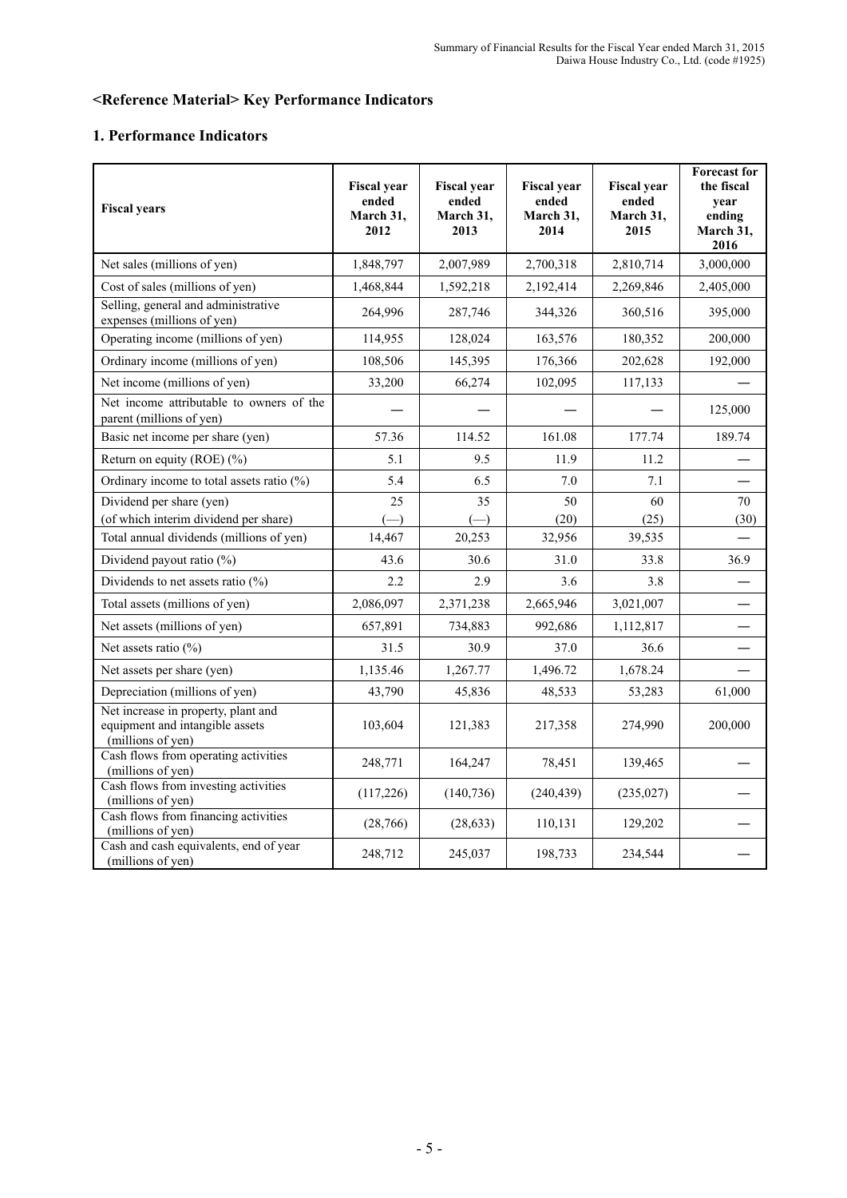## <Reference Material> Key Performance Indicators

### 1. Performance Indicators

| Fiscal years | Fiscal year ended March 31, 2012 | Fiscal year ended March 31, 2013 | Fiscal year ended March 31, 2014 | Fiscal year ended March 31, 2015 | Forecast for the fiscal year ending March 31, 2016 |
|---|---|---|---|---|---|
| Net sales (millions of yen) | 1,848,797 | 2,007,989 | 2,700,318 | 2,810,714 | 3,000,000 |
| Cost of sales (millions of yen) | 1,468,844 | 1,592,218 | 2,192,414 | 2,269,846 | 2,405,000 |
| Selling, general and administrative expenses (millions of yen) | 264,996 | 287,746 | 344,326 | 360,516 | 395,000 |
| Operating income (millions of yen) | 114,955 | 128,024 | 163,576 | 180,352 | 200,000 |
| Ordinary income (millions of yen) | 108,506 | 145,395 | 176,366 | 202,628 | 192,000 |
| Net income (millions of yen) | 33,200 | 66,274 | 102,095 | 117,133 | — |
| Net income attributable to owners of the parent (millions of yen) | — | — | — | — | 125,000 |
| Basic net income per share (yen) | 57.36 | 114.52 | 161.08 | 177.74 | 189.74 |
| Return on equity (ROE) (%) | 5.1 | 9.5 | 11.9 | 11.2 | — |
| Ordinary income to total assets ratio (%) | 5.4 | 6.5 | 7.0 | 7.1 | — |
| Dividend per share (yen)<br>(of which interim dividend per share) | 25<br>(—) | 35<br>(—) | 50<br>(20) | 60<br>(25) | 70<br>(30) |
| Total annual dividends (millions of yen) | 14,467 | 20,253 | 32,956 | 39,535 | — |
| Dividend payout ratio (%) | 43.6 | 30.6 | 31.0 | 33.8 | 36.9 |
| Dividends to net assets ratio (%) | 2.2 | 2.9 | 3.6 | 3.8 | — |
| Total assets (millions of yen) | 2,086,097 | 2,371,238 | 2,665,946 | 3,021,007 | — |
| Net assets (millions of yen) | 657,891 | 734,883 | 992,686 | 1,112,817 | — |
| Net assets ratio (%) | 31.5 | 30.9 | 37.0 | 36.6 | — |
| Net assets per share (yen) | 1,135.46 | 1,267.77 | 1,496.72 | 1,678.24 | — |
| Depreciation (millions of yen) | 43,790 | 45,836 | 48,533 | 53,283 | 61,000 |
| Net increase in property, plant and equipment and intangible assets (millions of yen) | 103,604 | 121,383 | 217,358 | 274,990 | 200,000 |
| Cash flows from operating activities (millions of yen) | 248,771 | 164,247 | 78,451 | 139,465 | — |
| Cash flows from investing activities (millions of yen) | (117,226) | (140,736) | (240,439) | (235,027) | — |
| Cash flows from financing activities (millions of yen) | (28,766) | (28,633) | 110,131 | 129,202 | — |
| Cash and cash equivalents, end of year (millions of yen) | 248,712 | 245,037 | 198,733 | 234,544 | — |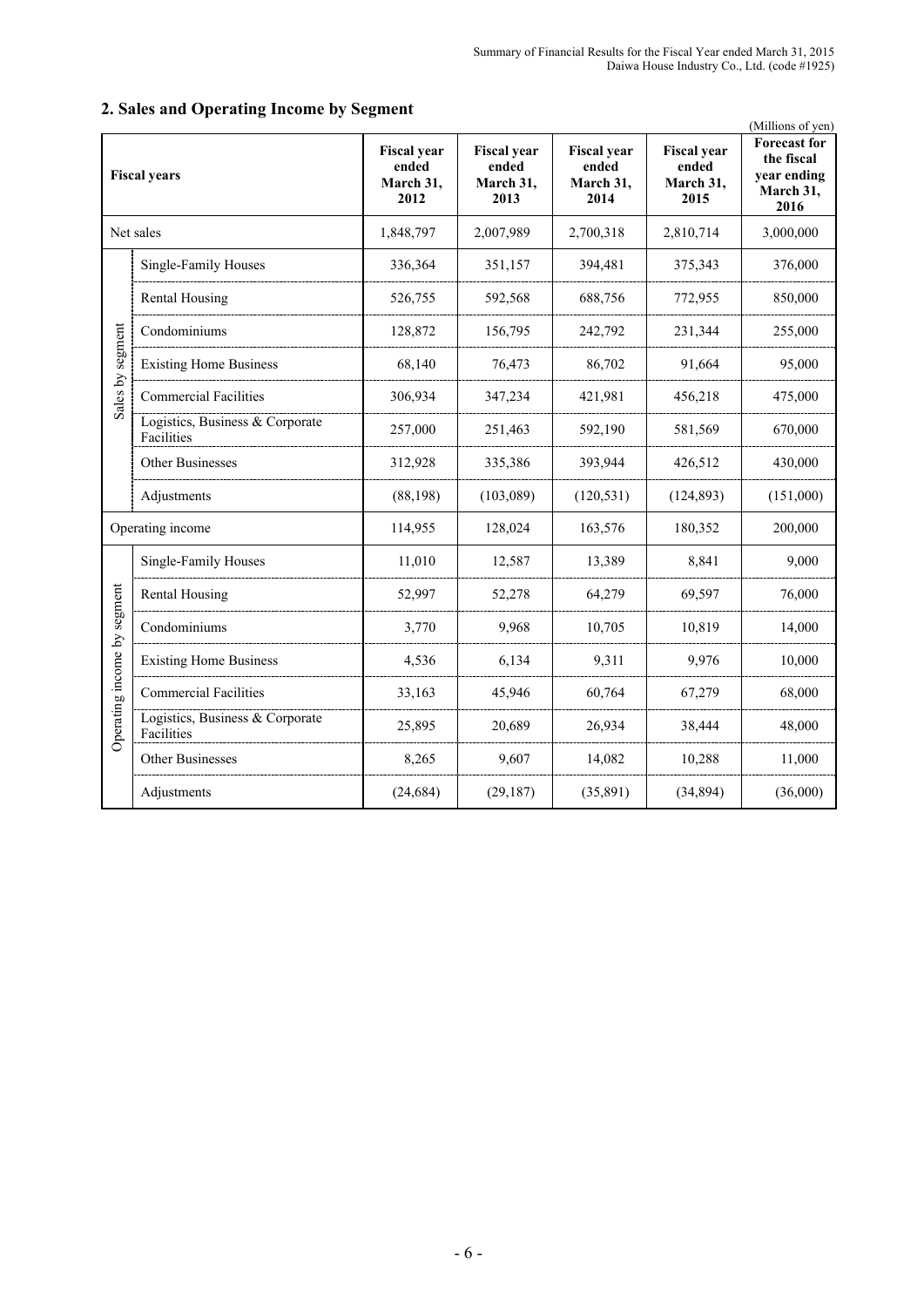## 2. Sales and Operating Income by Segment

(Millions of yen)

| Fiscal years | | Fiscal year ended March 31, 2012 | Fiscal year ended March 31, 2013 | Fiscal year ended March 31, 2014 | Fiscal year ended March 31, 2015 | Forecast for the fiscal year ending March 31, 2016 |
|---|---|---|---|---|---|---|
| Net sales | | 1,848,797 | 2,007,989 | 2,700,318 | 2,810,714 | 3,000,000 |
| Sales by segment | Single-Family Houses | 336,364 | 351,157 | 394,481 | 375,343 | 376,000 |
| | Rental Housing | 526,755 | 592,568 | 688,756 | 772,955 | 850,000 |
| | Condominiums | 128,872 | 156,795 | 242,792 | 231,344 | 255,000 |
| | Existing Home Business | 68,140 | 76,473 | 86,702 | 91,664 | 95,000 |
| | Commercial Facilities | 306,934 | 347,234 | 421,981 | 456,218 | 475,000 |
| | Logistics, Business & Corporate Facilities | 257,000 | 251,463 | 592,190 | 581,569 | 670,000 |
| | Other Businesses | 312,928 | 335,386 | 393,944 | 426,512 | 430,000 |
| | Adjustments | (88,198) | (103,089) | (120,531) | (124,893) | (151,000) |
| Operating income | | 114,955 | 128,024 | 163,576 | 180,352 | 200,000 |
| Operating income by segment | Single-Family Houses | 11,010 | 12,587 | 13,389 | 8,841 | 9,000 |
| | Rental Housing | 52,997 | 52,278 | 64,279 | 69,597 | 76,000 |
| | Condominiums | 3,770 | 9,968 | 10,705 | 10,819 | 14,000 |
| | Existing Home Business | 4,536 | 6,134 | 9,311 | 9,976 | 10,000 |
| | Commercial Facilities | 33,163 | 45,946 | 60,764 | 67,279 | 68,000 |
| | Logistics, Business & Corporate Facilities | 25,895 | 20,689 | 26,934 | 38,444 | 48,000 |
| | Other Businesses | 8,265 | 9,607 | 14,082 | 10,288 | 11,000 |
| | Adjustments | (24,684) | (29,187) | (35,891) | (34,894) | (36,000) |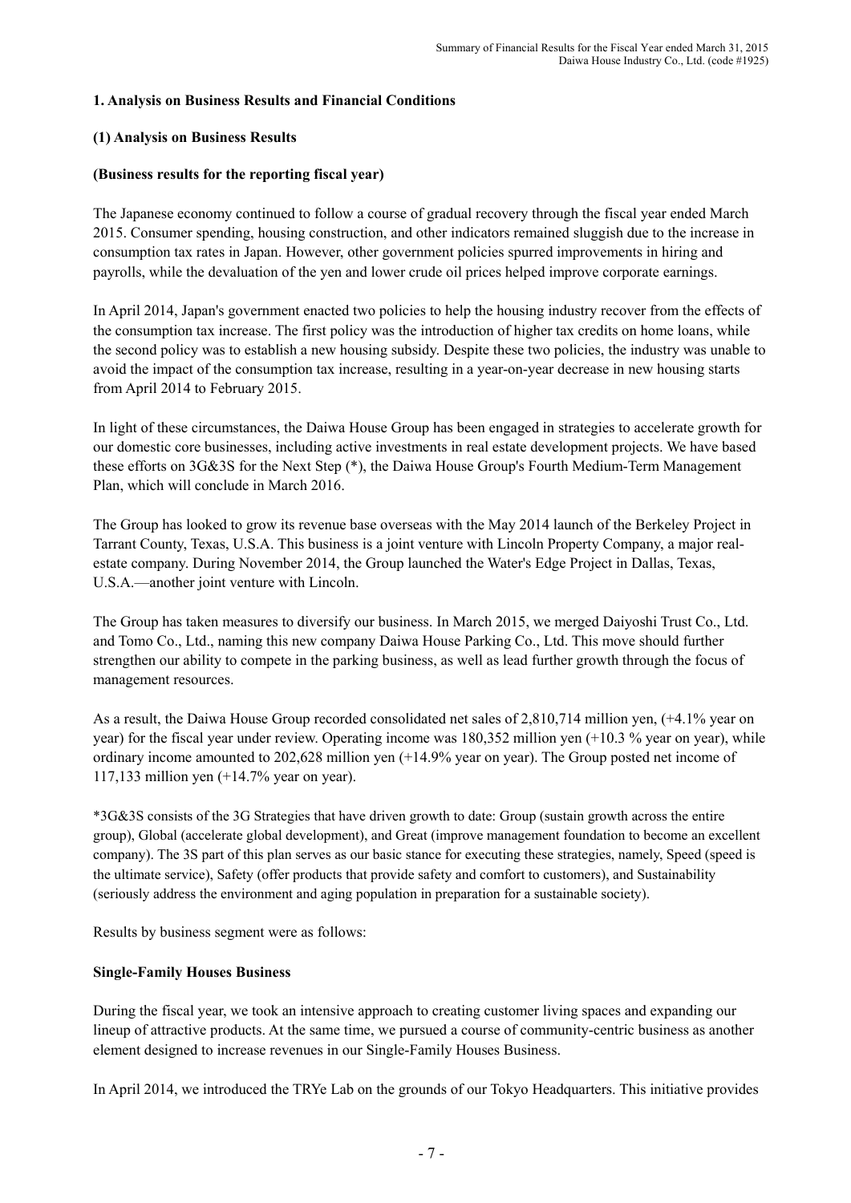## 1. Analysis on Business Results and Financial Conditions

### (1) Analysis on Business Results

#### (Business results for the reporting fiscal year)

The Japanese economy continued to follow a course of gradual recovery through the fiscal year ended March 2015. Consumer spending, housing construction, and other indicators remained sluggish due to the increase in consumption tax rates in Japan. However, other government policies spurred improvements in hiring and payrolls, while the devaluation of the yen and lower crude oil prices helped improve corporate earnings.

In April 2014, Japan's government enacted two policies to help the housing industry recover from the effects of the consumption tax increase. The first policy was the introduction of higher tax credits on home loans, while the second policy was to establish a new housing subsidy. Despite these two policies, the industry was unable to avoid the impact of the consumption tax increase, resulting in a year-on-year decrease in new housing starts from April 2014 to February 2015.

In light of these circumstances, the Daiwa House Group has been engaged in strategies to accelerate growth for our domestic core businesses, including active investments in real estate development projects. We have based these efforts on 3G&3S for the Next Step (*), the Daiwa House Group's Fourth Medium-Term Management Plan, which will conclude in March 2016.

The Group has looked to grow its revenue base overseas with the May 2014 launch of the Berkeley Project in Tarrant County, Texas, U.S.A. This business is a joint venture with Lincoln Property Company, a major real-estate company. During November 2014, the Group launched the Water's Edge Project in Dallas, Texas, U.S.A.—another joint venture with Lincoln.

The Group has taken measures to diversify our business. In March 2015, we merged Daiyoshi Trust Co., Ltd. and Tomo Co., Ltd., naming this new company Daiwa House Parking Co., Ltd. This move should further strengthen our ability to compete in the parking business, as well as lead further growth through the focus of management resources.

As a result, the Daiwa House Group recorded consolidated net sales of 2,810,714 million yen, (+4.1% year on year) for the fiscal year under review. Operating income was 180,352 million yen (+10.3 % year on year), while ordinary income amounted to 202,628 million yen (+14.9% year on year). The Group posted net income of 117,133 million yen (+14.7% year on year).

*3G&3S consists of the 3G Strategies that have driven growth to date: Group (sustain growth across the entire group), Global (accelerate global development), and Great (improve management foundation to become an excellent company). The 3S part of this plan serves as our basic stance for executing these strategies, namely, Speed (speed is the ultimate service), Safety (offer products that provide safety and comfort to customers), and Sustainability (seriously address the environment and aging population in preparation for a sustainable society).

Results by business segment were as follows:

#### Single-Family Houses Business

During the fiscal year, we took an intensive approach to creating customer living spaces and expanding our lineup of attractive products. At the same time, we pursued a course of community-centric business as another element designed to increase revenues in our Single-Family Houses Business.

In April 2014, we introduced the TRYe Lab on the grounds of our Tokyo Headquarters. This initiative provides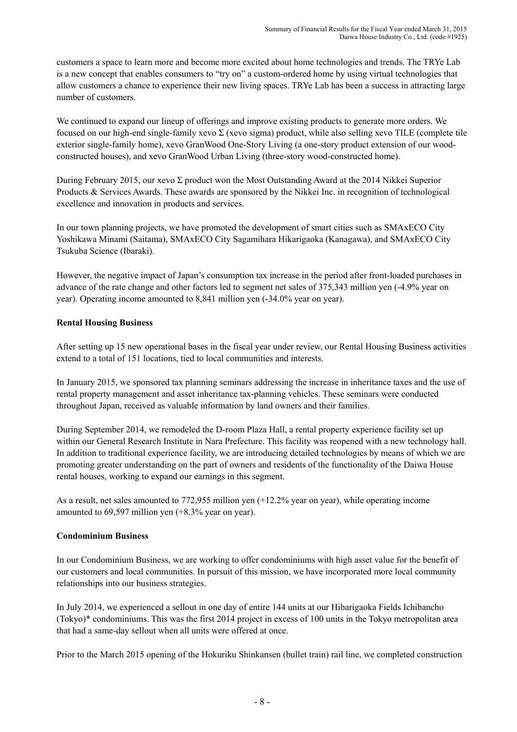customers a space to learn more and become more excited about home technologies and trends. The TRYe Lab is a new concept that enables consumers to "try on" a custom-ordered home by using virtual technologies that allow customers a chance to experience their new living spaces. TRYe Lab has been a success in attracting large number of customers.

We continued to expand our lineup of offerings and improve existing products to generate more orders. We focused on our high-end single-family xevo Σ (xevo sigma) product, while also selling xevo TILE (complete tile exterior single-family home), xevo GranWood One-Story Living (a one-story product extension of our wood-constructed houses), and xevo GranWood Urban Living (three-story wood-constructed home).

During February 2015, our xevo Σ product won the Most Outstanding Award at the 2014 Nikkei Superior Products & Services Awards. These awards are sponsored by the Nikkei Inc. in recognition of technological excellence and innovation in products and services.

In our town planning projects, we have promoted the development of smart cities such as SMAxECO City Yoshikawa Minami (Saitama), SMAxECO City Sagamihara Hikarigaoka (Kanagawa), and SMAxECO City Tsukuba Science (Ibaraki).

However, the negative impact of Japan's consumption tax increase in the period after front-loaded purchases in advance of the rate change and other factors led to segment net sales of 375,343 million yen (-4.9% year on year). Operating income amounted to 8,841 million yen (-34.0% year on year).

**Rental Housing Business**

After setting up 15 new operational bases in the fiscal year under review, our Rental Housing Business activities extend to a total of 151 locations, tied to local communities and interests.

In January 2015, we sponsored tax planning seminars addressing the increase in inheritance taxes and the use of rental property management and asset inheritance tax-planning vehicles. These seminars were conducted throughout Japan, received as valuable information by land owners and their families.

During September 2014, we remodeled the D-room Plaza Hall, a rental property experience facility set up within our General Research Institute in Nara Prefecture. This facility was reopened with a new technology hall. In addition to traditional experience facility, we are introducing detailed technologies by means of which we are promoting greater understanding on the part of owners and residents of the functionality of the Daiwa House rental houses, working to expand our earnings in this segment.

As a result, net sales amounted to 772,955 million yen (+12.2% year on year), while operating income amounted to 69,597 million yen (+8.3% year on year).

**Condominium Business**

In our Condominium Business, we are working to offer condominiums with high asset value for the benefit of our customers and local communities. In pursuit of this mission, we have incorporated more local community relationships into our business strategies.

In July 2014, we experienced a sellout in one day of entire 144 units at our Hibarigaoka Fields Ichibancho (Tokyo)* condominiums. This was the first 2014 project in excess of 100 units in the Tokyo metropolitan area that had a same-day sellout when all units were offered at once.

Prior to the March 2015 opening of the Hokuriku Shinkansen (bullet train) rail line, we completed construction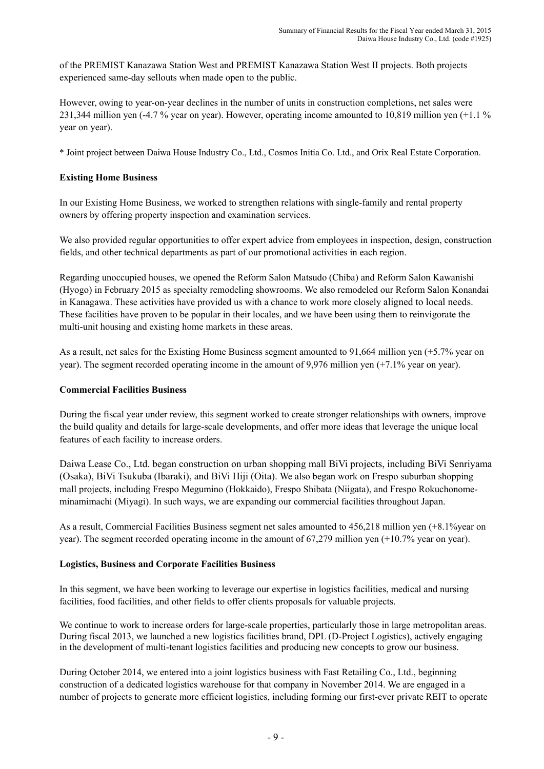of the PREMIST Kanazawa Station West and PREMIST Kanazawa Station West II projects. Both projects experienced same-day sellouts when made open to the public.

However, owing to year-on-year declines in the number of units in construction completions, net sales were 231,344 million yen (-4.7 % year on year). However, operating income amounted to 10,819 million yen (+1.1 % year on year).

* Joint project between Daiwa House Industry Co., Ltd., Cosmos Initia Co. Ltd., and Orix Real Estate Corporation.

**Existing Home Business**

In our Existing Home Business, we worked to strengthen relations with single-family and rental property owners by offering property inspection and examination services.

We also provided regular opportunities to offer expert advice from employees in inspection, design, construction fields, and other technical departments as part of our promotional activities in each region.

Regarding unoccupied houses, we opened the Reform Salon Matsudo (Chiba) and Reform Salon Kawanishi (Hyogo) in February 2015 as specialty remodeling showrooms. We also remodeled our Reform Salon Konandai in Kanagawa. These activities have provided us with a chance to work more closely aligned to local needs. These facilities have proven to be popular in their locales, and we have been using them to reinvigorate the multi-unit housing and existing home markets in these areas.

As a result, net sales for the Existing Home Business segment amounted to 91,664 million yen (+5.7% year on year). The segment recorded operating income in the amount of 9,976 million yen (+7.1% year on year).

**Commercial Facilities Business**

During the fiscal year under review, this segment worked to create stronger relationships with owners, improve the build quality and details for large-scale developments, and offer more ideas that leverage the unique local features of each facility to increase orders.

Daiwa Lease Co., Ltd. began construction on urban shopping mall BiVi projects, including BiVi Senriyama (Osaka), BiVi Tsukuba (Ibaraki), and BiVi Hiji (Oita). We also began work on Frespo suburban shopping mall projects, including Frespo Megumino (Hokkaido), Frespo Shibata (Niigata), and Frespo Rokuchonome-minamimachi (Miyagi). In such ways, we are expanding our commercial facilities throughout Japan.

As a result, Commercial Facilities Business segment net sales amounted to 456,218 million yen (+8.1%year on year). The segment recorded operating income in the amount of 67,279 million yen (+10.7% year on year).

**Logistics, Business and Corporate Facilities Business**

In this segment, we have been working to leverage our expertise in logistics facilities, medical and nursing facilities, food facilities, and other fields to offer clients proposals for valuable projects.

We continue to work to increase orders for large-scale properties, particularly those in large metropolitan areas. During fiscal 2013, we launched a new logistics facilities brand, DPL (D-Project Logistics), actively engaging in the development of multi-tenant logistics facilities and producing new concepts to grow our business.

During October 2014, we entered into a joint logistics business with Fast Retailing Co., Ltd., beginning construction of a dedicated logistics warehouse for that company in November 2014. We are engaged in a number of projects to generate more efficient logistics, including forming our first-ever private REIT to operate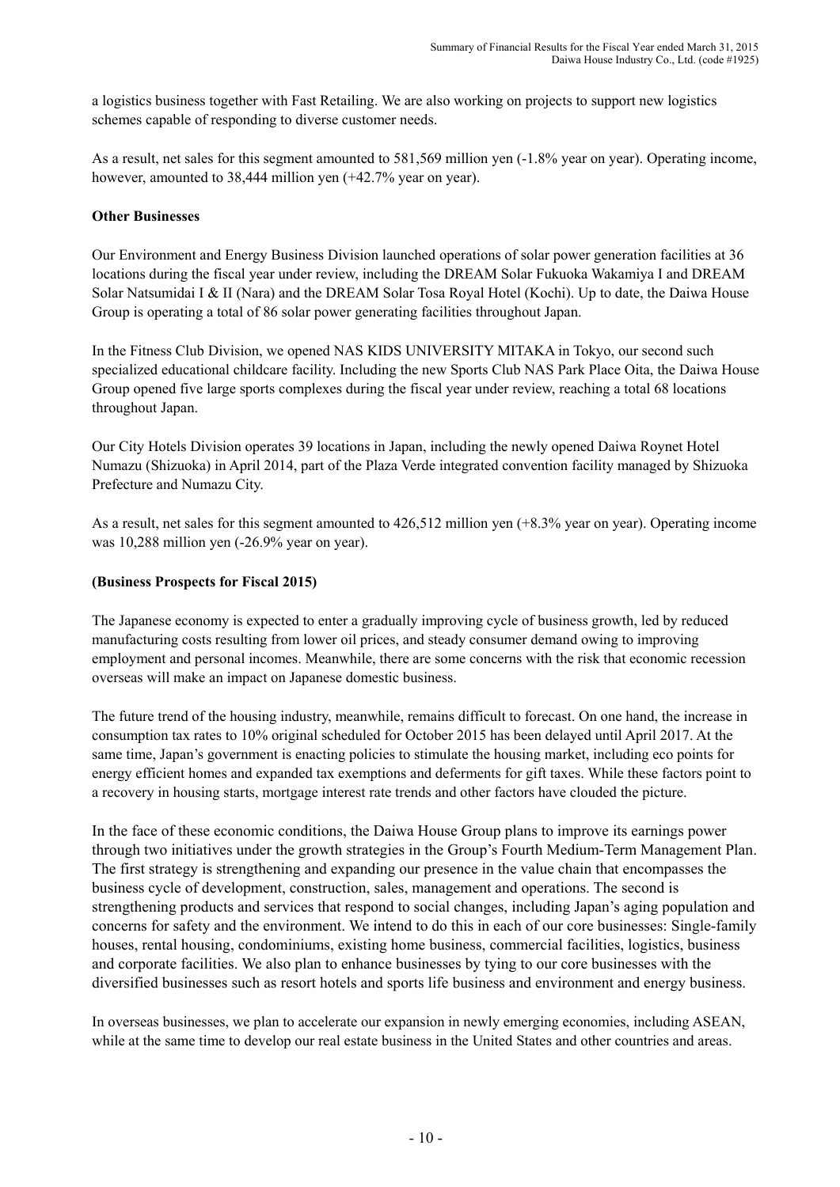a logistics business together with Fast Retailing. We are also working on projects to support new logistics schemes capable of responding to diverse customer needs.

As a result, net sales for this segment amounted to 581,569 million yen (-1.8% year on year). Operating income, however, amounted to 38,444 million yen (+42.7% year on year).

**Other Businesses**

Our Environment and Energy Business Division launched operations of solar power generation facilities at 36 locations during the fiscal year under review, including the DREAM Solar Fukuoka Wakamiya I and DREAM Solar Natsumidai I & II (Nara) and the DREAM Solar Tosa Royal Hotel (Kochi). Up to date, the Daiwa House Group is operating a total of 86 solar power generating facilities throughout Japan.

In the Fitness Club Division, we opened NAS KIDS UNIVERSITY MITAKA in Tokyo, our second such specialized educational childcare facility. Including the new Sports Club NAS Park Place Oita, the Daiwa House Group opened five large sports complexes during the fiscal year under review, reaching a total 68 locations throughout Japan.

Our City Hotels Division operates 39 locations in Japan, including the newly opened Daiwa Roynet Hotel Numazu (Shizuoka) in April 2014, part of the Plaza Verde integrated convention facility managed by Shizuoka Prefecture and Numazu City.

As a result, net sales for this segment amounted to 426,512 million yen (+8.3% year on year). Operating income was 10,288 million yen (-26.9% year on year).

**(Business Prospects for Fiscal 2015)**

The Japanese economy is expected to enter a gradually improving cycle of business growth, led by reduced manufacturing costs resulting from lower oil prices, and steady consumer demand owing to improving employment and personal incomes. Meanwhile, there are some concerns with the risk that economic recession overseas will make an impact on Japanese domestic business.

The future trend of the housing industry, meanwhile, remains difficult to forecast. On one hand, the increase in consumption tax rates to 10% original scheduled for October 2015 has been delayed until April 2017. At the same time, Japan's government is enacting policies to stimulate the housing market, including eco points for energy efficient homes and expanded tax exemptions and deferments for gift taxes. While these factors point to a recovery in housing starts, mortgage interest rate trends and other factors have clouded the picture.

In the face of these economic conditions, the Daiwa House Group plans to improve its earnings power through two initiatives under the growth strategies in the Group's Fourth Medium-Term Management Plan. The first strategy is strengthening and expanding our presence in the value chain that encompasses the business cycle of development, construction, sales, management and operations. The second is strengthening products and services that respond to social changes, including Japan's aging population and concerns for safety and the environment. We intend to do this in each of our core businesses: Single-family houses, rental housing, condominiums, existing home business, commercial facilities, logistics, business and corporate facilities. We also plan to enhance businesses by tying to our core businesses with the diversified businesses such as resort hotels and sports life business and environment and energy business.

In overseas businesses, we plan to accelerate our expansion in newly emerging economies, including ASEAN, while at the same time to develop our real estate business in the United States and other countries and areas.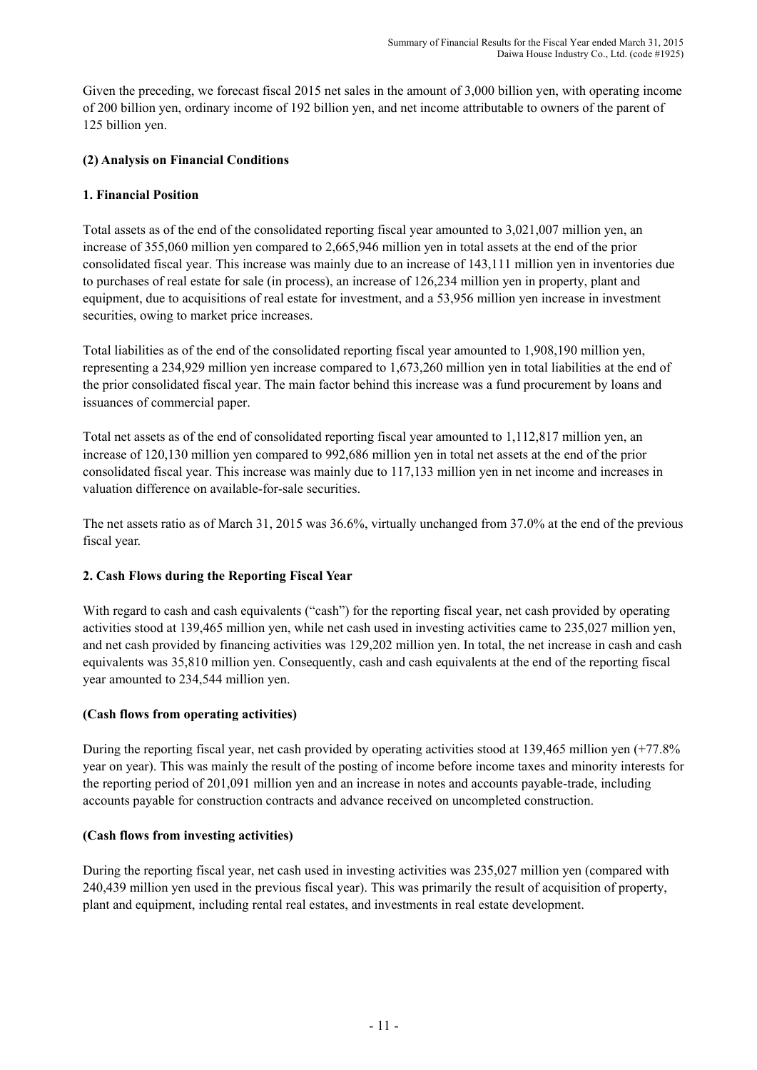Given the preceding, we forecast fiscal 2015 net sales in the amount of 3,000 billion yen, with operating income of 200 billion yen, ordinary income of 192 billion yen, and net income attributable to owners of the parent of 125 billion yen.

### (2) Analysis on Financial Conditions

#### 1. Financial Position

Total assets as of the end of the consolidated reporting fiscal year amounted to 3,021,007 million yen, an increase of 355,060 million yen compared to 2,665,946 million yen in total assets at the end of the prior consolidated fiscal year. This increase was mainly due to an increase of 143,111 million yen in inventories due to purchases of real estate for sale (in process), an increase of 126,234 million yen in property, plant and equipment, due to acquisitions of real estate for investment, and a 53,956 million yen increase in investment securities, owing to market price increases.

Total liabilities as of the end of the consolidated reporting fiscal year amounted to 1,908,190 million yen, representing a 234,929 million yen increase compared to 1,673,260 million yen in total liabilities at the end of the prior consolidated fiscal year. The main factor behind this increase was a fund procurement by loans and issuances of commercial paper.

Total net assets as of the end of consolidated reporting fiscal year amounted to 1,112,817 million yen, an increase of 120,130 million yen compared to 992,686 million yen in total net assets at the end of the prior consolidated fiscal year. This increase was mainly due to 117,133 million yen in net income and increases in valuation difference on available-for-sale securities.

The net assets ratio as of March 31, 2015 was 36.6%, virtually unchanged from 37.0% at the end of the previous fiscal year.

#### 2. Cash Flows during the Reporting Fiscal Year

With regard to cash and cash equivalents ("cash") for the reporting fiscal year, net cash provided by operating activities stood at 139,465 million yen, while net cash used in investing activities came to 235,027 million yen, and net cash provided by financing activities was 129,202 million yen. In total, the net increase in cash and cash equivalents was 35,810 million yen. Consequently, cash and cash equivalents at the end of the reporting fiscal year amounted to 234,544 million yen.

**(Cash flows from operating activities)**

During the reporting fiscal year, net cash provided by operating activities stood at 139,465 million yen (+77.8% year on year). This was mainly the result of the posting of income before income taxes and minority interests for the reporting period of 201,091 million yen and an increase in notes and accounts payable-trade, including accounts payable for construction contracts and advance received on uncompleted construction.

**(Cash flows from investing activities)**

During the reporting fiscal year, net cash used in investing activities was 235,027 million yen (compared with 240,439 million yen used in the previous fiscal year). This was primarily the result of acquisition of property, plant and equipment, including rental real estates, and investments in real estate development.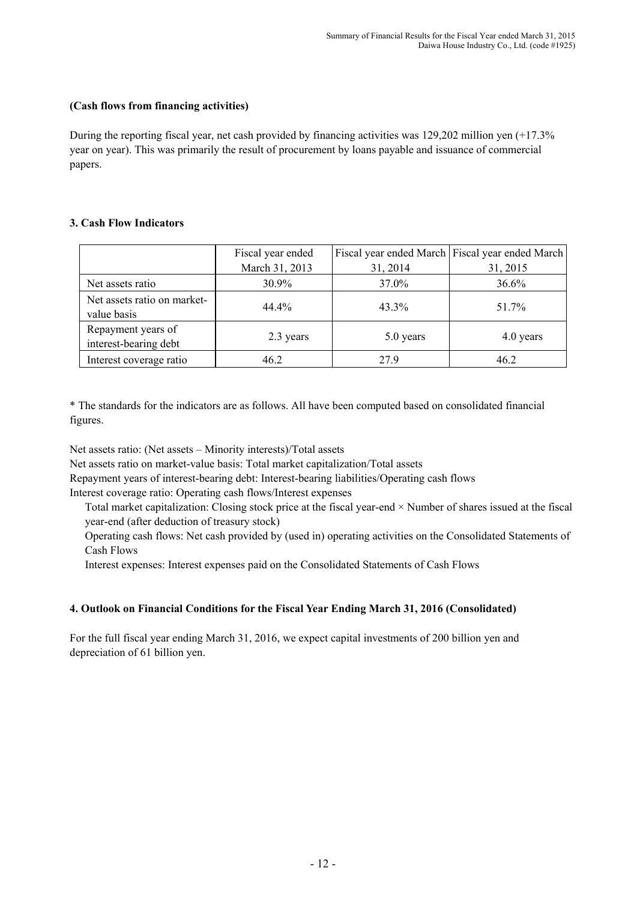**(Cash flows from financing activities)**

During the reporting fiscal year, net cash provided by financing activities was 129,202 million yen (+17.3% year on year). This was primarily the result of procurement by loans payable and issuance of commercial papers.

**3. Cash Flow Indicators**

| | Fiscal year ended March 31, 2013 | Fiscal year ended March 31, 2014 | Fiscal year ended March 31, 2015 |
|---|---|---|---|
| Net assets ratio | 30.9% | 37.0% | 36.6% |
| Net assets ratio on market-value basis | 44.4% | 43.3% | 51.7% |
| Repayment years of interest-bearing debt | 2.3 years | 5.0 years | 4.0 years |
| Interest coverage ratio | 46.2 | 27.9 | 46.2 |

* The standards for the indicators are as follows. All have been computed based on consolidated financial figures.

Net assets ratio: (Net assets – Minority interests)/Total assets
Net assets ratio on market-value basis: Total market capitalization/Total assets
Repayment years of interest-bearing debt: Interest-bearing liabilities/Operating cash flows
Interest coverage ratio: Operating cash flows/Interest expenses

Total market capitalization: Closing stock price at the fiscal year-end × Number of shares issued at the fiscal year-end (after deduction of treasury stock)

Operating cash flows: Net cash provided by (used in) operating activities on the Consolidated Statements of Cash Flows

Interest expenses: Interest expenses paid on the Consolidated Statements of Cash Flows

**4. Outlook on Financial Conditions for the Fiscal Year Ending March 31, 2016 (Consolidated)**

For the full fiscal year ending March 31, 2016, we expect capital investments of 200 billion yen and depreciation of 61 billion yen.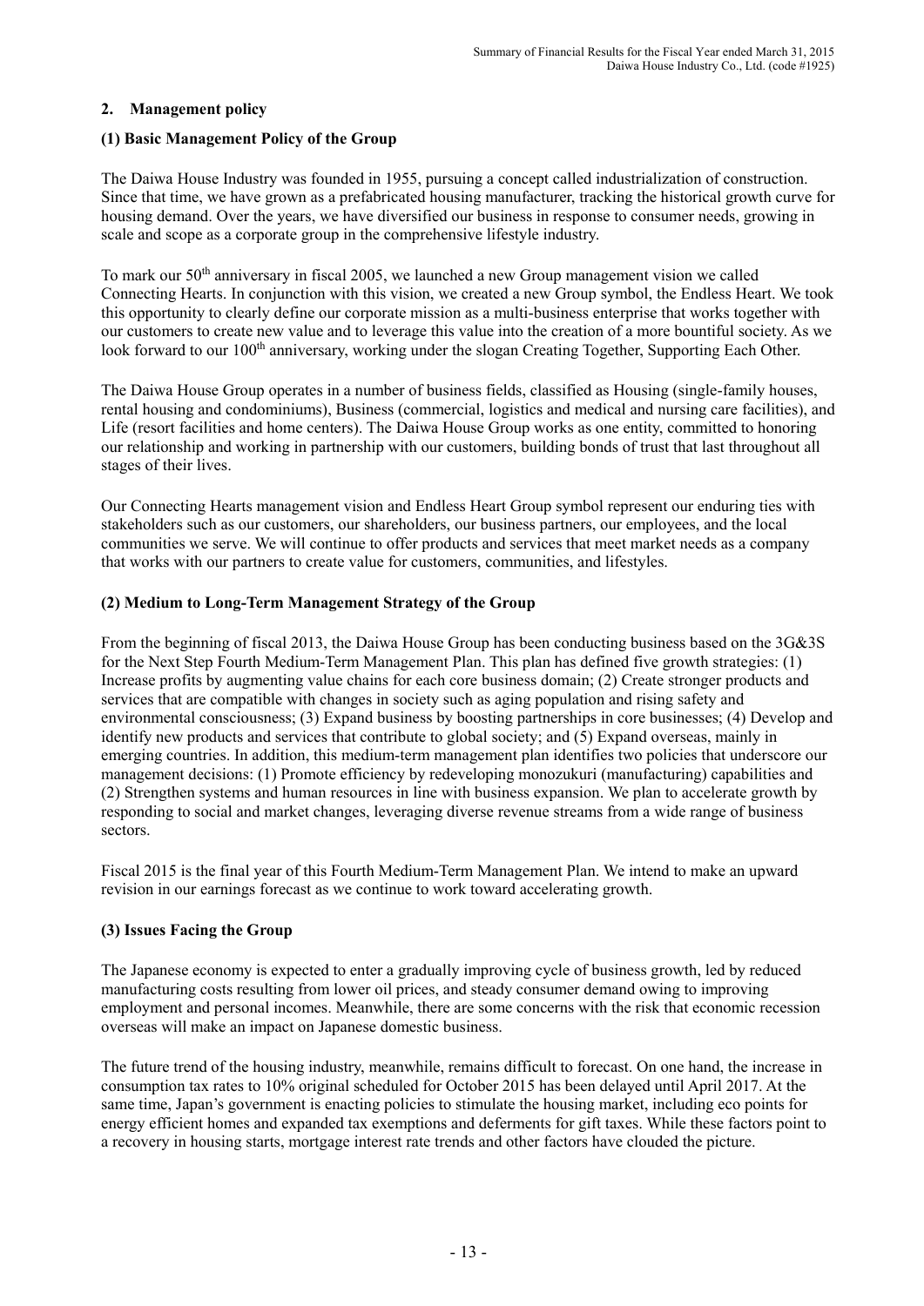## 2. Management policy

### (1) Basic Management Policy of the Group

The Daiwa House Industry was founded in 1955, pursuing a concept called industrialization of construction. Since that time, we have grown as a prefabricated housing manufacturer, tracking the historical growth curve for housing demand. Over the years, we have diversified our business in response to consumer needs, growing in scale and scope as a corporate group in the comprehensive lifestyle industry.

To mark our 50th anniversary in fiscal 2005, we launched a new Group management vision we called Connecting Hearts. In conjunction with this vision, we created a new Group symbol, the Endless Heart. We took this opportunity to clearly define our corporate mission as a multi-business enterprise that works together with our customers to create new value and to leverage this value into the creation of a more bountiful society. As we look forward to our 100th anniversary, working under the slogan Creating Together, Supporting Each Other.

The Daiwa House Group operates in a number of business fields, classified as Housing (single-family houses, rental housing and condominiums), Business (commercial, logistics and medical and nursing care facilities), and Life (resort facilities and home centers). The Daiwa House Group works as one entity, committed to honoring our relationship and working in partnership with our customers, building bonds of trust that last throughout all stages of their lives.

Our Connecting Hearts management vision and Endless Heart Group symbol represent our enduring ties with stakeholders such as our customers, our shareholders, our business partners, our employees, and the local communities we serve. We will continue to offer products and services that meet market needs as a company that works with our partners to create value for customers, communities, and lifestyles.

### (2) Medium to Long-Term Management Strategy of the Group

From the beginning of fiscal 2013, the Daiwa House Group has been conducting business based on the 3G&3S for the Next Step Fourth Medium-Term Management Plan. This plan has defined five growth strategies: (1) Increase profits by augmenting value chains for each core business domain; (2) Create stronger products and services that are compatible with changes in society such as aging population and rising safety and environmental consciousness; (3) Expand business by boosting partnerships in core businesses; (4) Develop and identify new products and services that contribute to global society; and (5) Expand overseas, mainly in emerging countries. In addition, this medium-term management plan identifies two policies that underscore our management decisions: (1) Promote efficiency by redeveloping monozukuri (manufacturing) capabilities and (2) Strengthen systems and human resources in line with business expansion. We plan to accelerate growth by responding to social and market changes, leveraging diverse revenue streams from a wide range of business sectors.

Fiscal 2015 is the final year of this Fourth Medium-Term Management Plan. We intend to make an upward revision in our earnings forecast as we continue to work toward accelerating growth.

### (3) Issues Facing the Group

The Japanese economy is expected to enter a gradually improving cycle of business growth, led by reduced manufacturing costs resulting from lower oil prices, and steady consumer demand owing to improving employment and personal incomes. Meanwhile, there are some concerns with the risk that economic recession overseas will make an impact on Japanese domestic business.

The future trend of the housing industry, meanwhile, remains difficult to forecast. On one hand, the increase in consumption tax rates to 10% original scheduled for October 2015 has been delayed until April 2017. At the same time, Japan's government is enacting policies to stimulate the housing market, including eco points for energy efficient homes and expanded tax exemptions and deferments for gift taxes. While these factors point to a recovery in housing starts, mortgage interest rate trends and other factors have clouded the picture.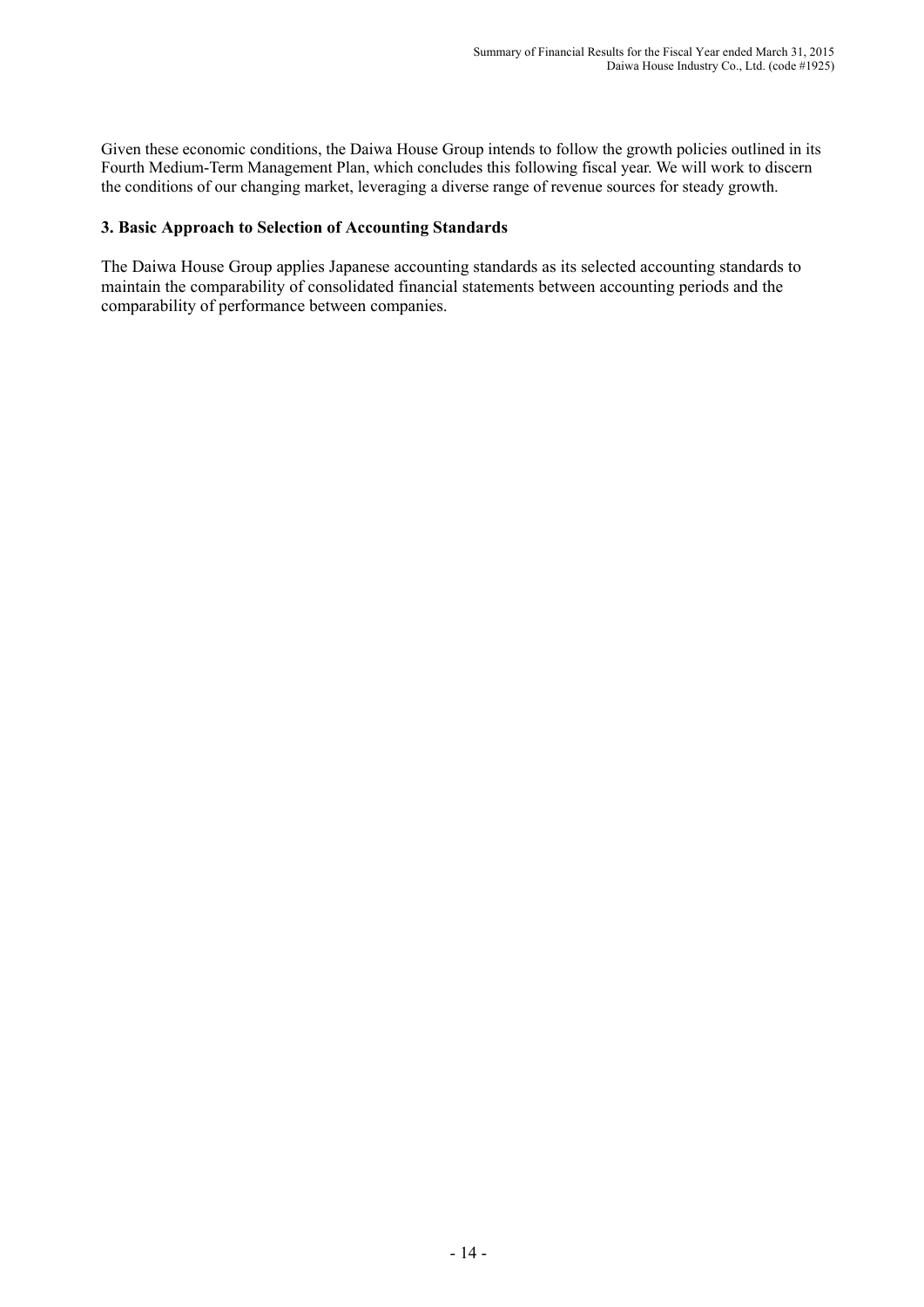Given these economic conditions, the Daiwa House Group intends to follow the growth policies outlined in its Fourth Medium-Term Management Plan, which concludes this following fiscal year. We will work to discern the conditions of our changing market, leveraging a diverse range of revenue sources for steady growth.

### 3. Basic Approach to Selection of Accounting Standards

The Daiwa House Group applies Japanese accounting standards as its selected accounting standards to maintain the comparability of consolidated financial statements between accounting periods and the comparability of performance between companies.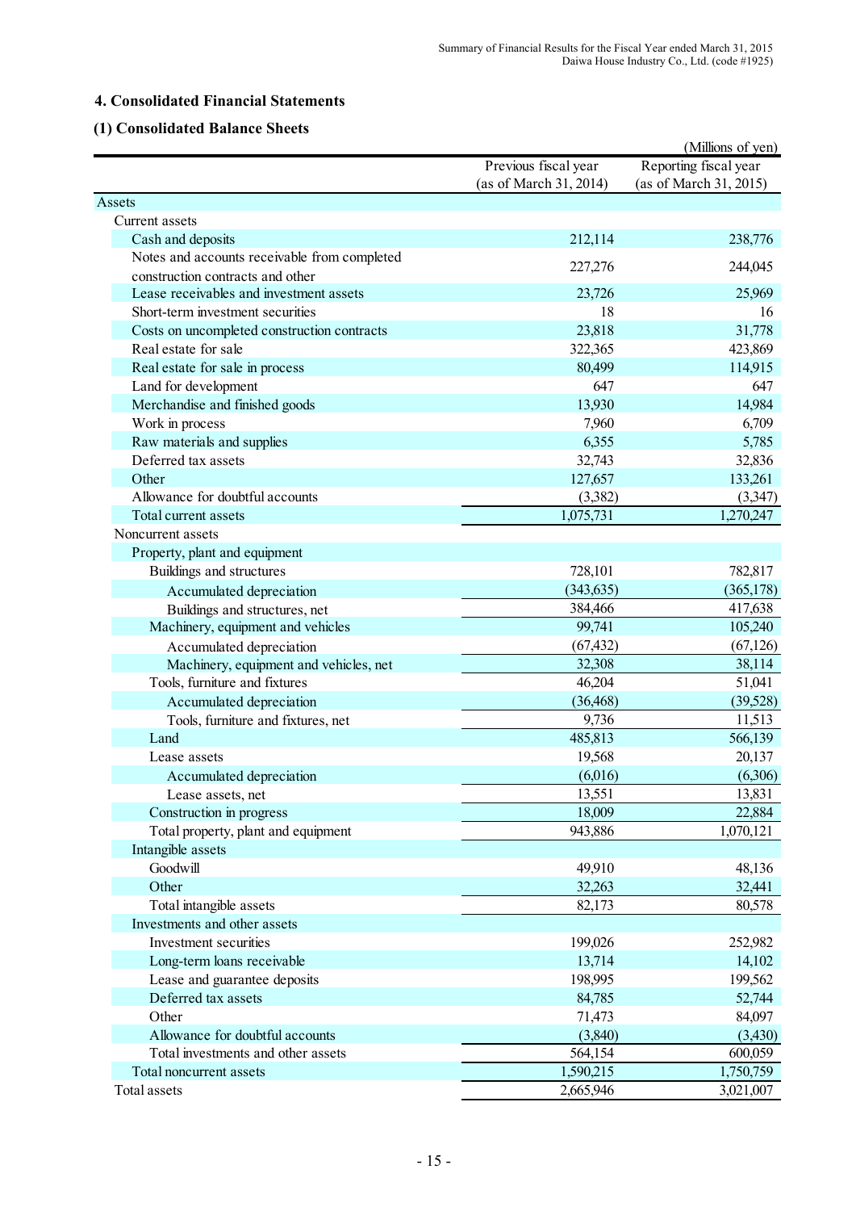## 4. Consolidated Financial Statements

### (1) Consolidated Balance Sheets

(Millions of yen)

| | Previous fiscal year (as of March 31, 2014) | Reporting fiscal year (as of March 31, 2015) |
|---|---|---|
| Assets | | |
| Current assets | | |
| Cash and deposits | 212,114 | 238,776 |
| Notes and accounts receivable from completed construction contracts and other | 227,276 | 244,045 |
| Lease receivables and investment assets | 23,726 | 25,969 |
| Short-term investment securities | 18 | 16 |
| Costs on uncompleted construction contracts | 23,818 | 31,778 |
| Real estate for sale | 322,365 | 423,869 |
| Real estate for sale in process | 80,499 | 114,915 |
| Land for development | 647 | 647 |
| Merchandise and finished goods | 13,930 | 14,984 |
| Work in process | 7,960 | 6,709 |
| Raw materials and supplies | 6,355 | 5,785 |
| Deferred tax assets | 32,743 | 32,836 |
| Other | 127,657 | 133,261 |
| Allowance for doubtful accounts | (3,382) | (3,347) |
| Total current assets | 1,075,731 | 1,270,247 |
| Noncurrent assets | | |
| Property, plant and equipment | | |
| Buildings and structures | 728,101 | 782,817 |
| Accumulated depreciation | (343,635) | (365,178) |
| Buildings and structures, net | 384,466 | 417,638 |
| Machinery, equipment and vehicles | 99,741 | 105,240 |
| Accumulated depreciation | (67,432) | (67,126) |
| Machinery, equipment and vehicles, net | 32,308 | 38,114 |
| Tools, furniture and fixtures | 46,204 | 51,041 |
| Accumulated depreciation | (36,468) | (39,528) |
| Tools, furniture and fixtures, net | 9,736 | 11,513 |
| Land | 485,813 | 566,139 |
| Lease assets | 19,568 | 20,137 |
| Accumulated depreciation | (6,016) | (6,306) |
| Lease assets, net | 13,551 | 13,831 |
| Construction in progress | 18,009 | 22,884 |
| Total property, plant and equipment | 943,886 | 1,070,121 |
| Intangible assets | | |
| Goodwill | 49,910 | 48,136 |
| Other | 32,263 | 32,441 |
| Total intangible assets | 82,173 | 80,578 |
| Investments and other assets | | |
| Investment securities | 199,026 | 252,982 |
| Long-term loans receivable | 13,714 | 14,102 |
| Lease and guarantee deposits | 198,995 | 199,562 |
| Deferred tax assets | 84,785 | 52,744 |
| Other | 71,473 | 84,097 |
| Allowance for doubtful accounts | (3,840) | (3,430) |
| Total investments and other assets | 564,154 | 600,059 |
| Total noncurrent assets | 1,590,215 | 1,750,759 |
| Total assets | 2,665,946 | 3,021,007 |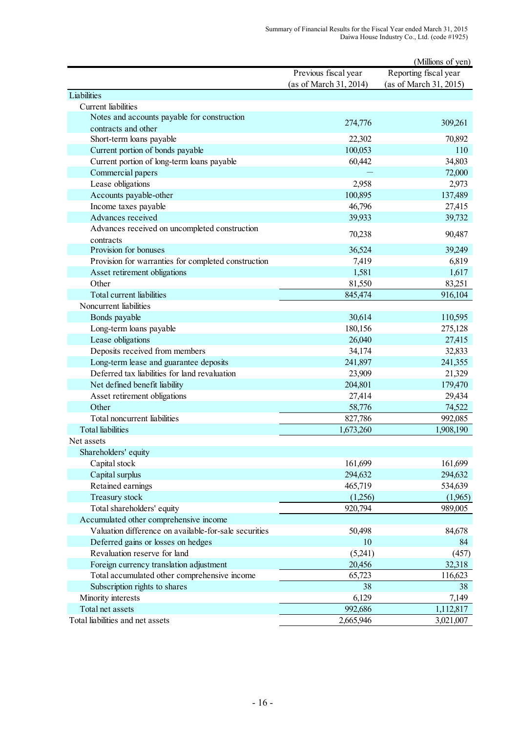(Millions of yen)

| | Previous fiscal year (as of March 31, 2014) | Reporting fiscal year (as of March 31, 2015) |
|---|---|---|
| Liabilities | | |
| Current liabilities | | |
| Notes and accounts payable for construction contracts and other | 274,776 | 309,261 |
| Short-term loans payable | 22,302 | 70,892 |
| Current portion of bonds payable | 100,053 | 110 |
| Current portion of long-term loans payable | 60,442 | 34,803 |
| Commercial papers | — | 72,000 |
| Lease obligations | 2,958 | 2,973 |
| Accounts payable-other | 100,895 | 137,489 |
| Income taxes payable | 46,796 | 27,415 |
| Advances received | 39,933 | 39,732 |
| Advances received on uncompleted construction contracts | 70,238 | 90,487 |
| Provision for bonuses | 36,524 | 39,249 |
| Provision for warranties for completed construction | 7,419 | 6,819 |
| Asset retirement obligations | 1,581 | 1,617 |
| Other | 81,550 | 83,251 |
| Total current liabilities | 845,474 | 916,104 |
| Noncurrent liabilities | | |
| Bonds payable | 30,614 | 110,595 |
| Long-term loans payable | 180,156 | 275,128 |
| Lease obligations | 26,040 | 27,415 |
| Deposits received from members | 34,174 | 32,833 |
| Long-term lease and guarantee deposits | 241,897 | 241,355 |
| Deferred tax liabilities for land revaluation | 23,909 | 21,329 |
| Net defined benefit liability | 204,801 | 179,470 |
| Asset retirement obligations | 27,414 | 29,434 |
| Other | 58,776 | 74,522 |
| Total noncurrent liabilities | 827,786 | 992,085 |
| Total liabilities | 1,673,260 | 1,908,190 |
| Net assets | | |
| Shareholders' equity | | |
| Capital stock | 161,699 | 161,699 |
| Capital surplus | 294,632 | 294,632 |
| Retained earnings | 465,719 | 534,639 |
| Treasury stock | (1,256) | (1,965) |
| Total shareholders' equity | 920,794 | 989,005 |
| Accumulated other comprehensive income | | |
| Valuation difference on available-for-sale securities | 50,498 | 84,678 |
| Deferred gains or losses on hedges | 10 | 84 |
| Revaluation reserve for land | (5,241) | (457) |
| Foreign currency translation adjustment | 20,456 | 32,318 |
| Total accumulated other comprehensive income | 65,723 | 116,623 |
| Subscription rights to shares | 38 | 38 |
| Minority interests | 6,129 | 7,149 |
| Total net assets | 992,686 | 1,112,817 |
| Total liabilities and net assets | 2,665,946 | 3,021,007 |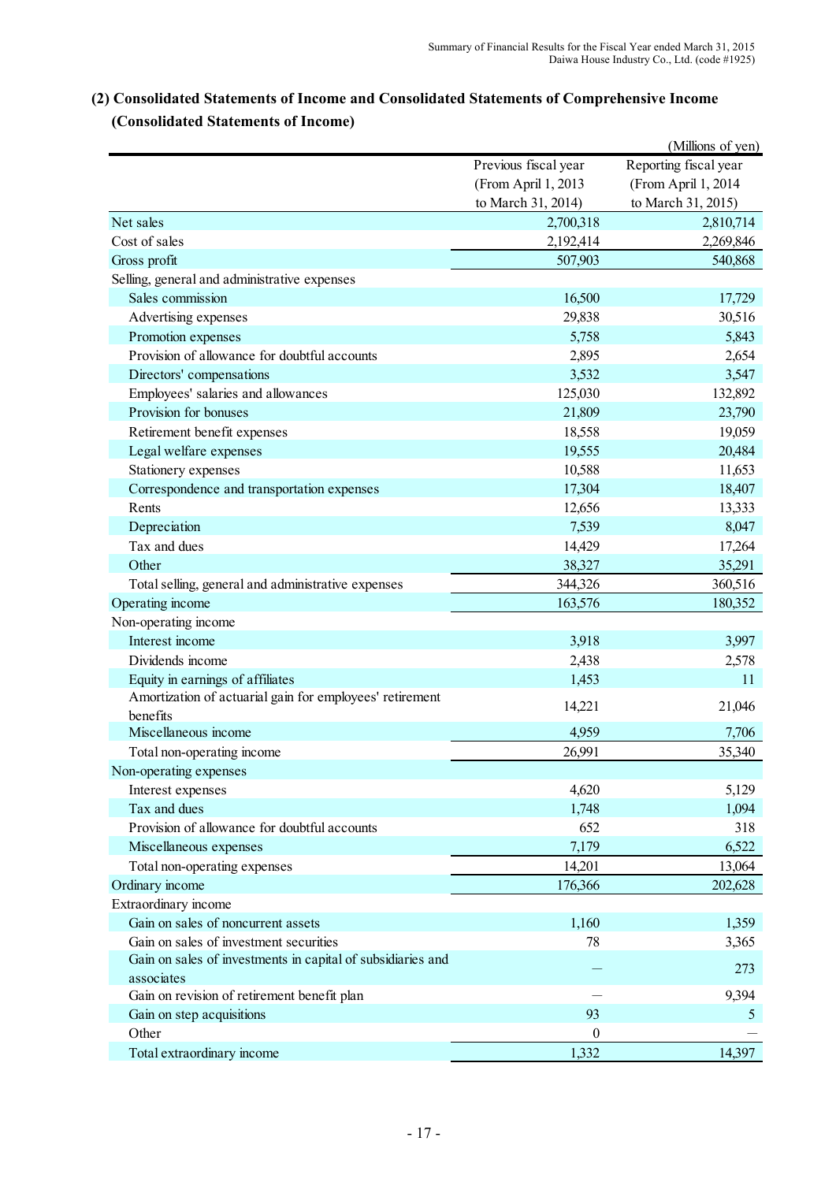## (2) Consolidated Statements of Income and Consolidated Statements of Comprehensive Income

### (Consolidated Statements of Income)

(Millions of yen)

| | Previous fiscal year (From April 1, 2013 to March 31, 2014) | Reporting fiscal year (From April 1, 2014 to March 31, 2015) |
|---|---|---|
| Net sales | 2,700,318 | 2,810,714 |
| Cost of sales | 2,192,414 | 2,269,846 |
| Gross profit | 507,903 | 540,868 |
| Selling, general and administrative expenses | | |
| Sales commission | 16,500 | 17,729 |
| Advertising expenses | 29,838 | 30,516 |
| Promotion expenses | 5,758 | 5,843 |
| Provision of allowance for doubtful accounts | 2,895 | 2,654 |
| Directors' compensations | 3,532 | 3,547 |
| Employees' salaries and allowances | 125,030 | 132,892 |
| Provision for bonuses | 21,809 | 23,790 |
| Retirement benefit expenses | 18,558 | 19,059 |
| Legal welfare expenses | 19,555 | 20,484 |
| Stationery expenses | 10,588 | 11,653 |
| Correspondence and transportation expenses | 17,304 | 18,407 |
| Rents | 12,656 | 13,333 |
| Depreciation | 7,539 | 8,047 |
| Tax and dues | 14,429 | 17,264 |
| Other | 38,327 | 35,291 |
| Total selling, general and administrative expenses | 344,326 | 360,516 |
| Operating income | 163,576 | 180,352 |
| Non-operating income | | |
| Interest income | 3,918 | 3,997 |
| Dividends income | 2,438 | 2,578 |
| Equity in earnings of affiliates | 1,453 | 11 |
| Amortization of actuarial gain for employees' retirement benefits | 14,221 | 21,046 |
| Miscellaneous income | 4,959 | 7,706 |
| Total non-operating income | 26,991 | 35,340 |
| Non-operating expenses | | |
| Interest expenses | 4,620 | 5,129 |
| Tax and dues | 1,748 | 1,094 |
| Provision of allowance for doubtful accounts | 652 | 318 |
| Miscellaneous expenses | 7,179 | 6,522 |
| Total non-operating expenses | 14,201 | 13,064 |
| Ordinary income | 176,366 | 202,628 |
| Extraordinary income | | |
| Gain on sales of noncurrent assets | 1,160 | 1,359 |
| Gain on sales of investment securities | 78 | 3,365 |
| Gain on sales of investments in capital of subsidiaries and associates | — | 273 |
| Gain on revision of retirement benefit plan | — | 9,394 |
| Gain on step acquisitions | 93 | 5 |
| Other | 0 | — |
| Total extraordinary income | 1,332 | 14,397 |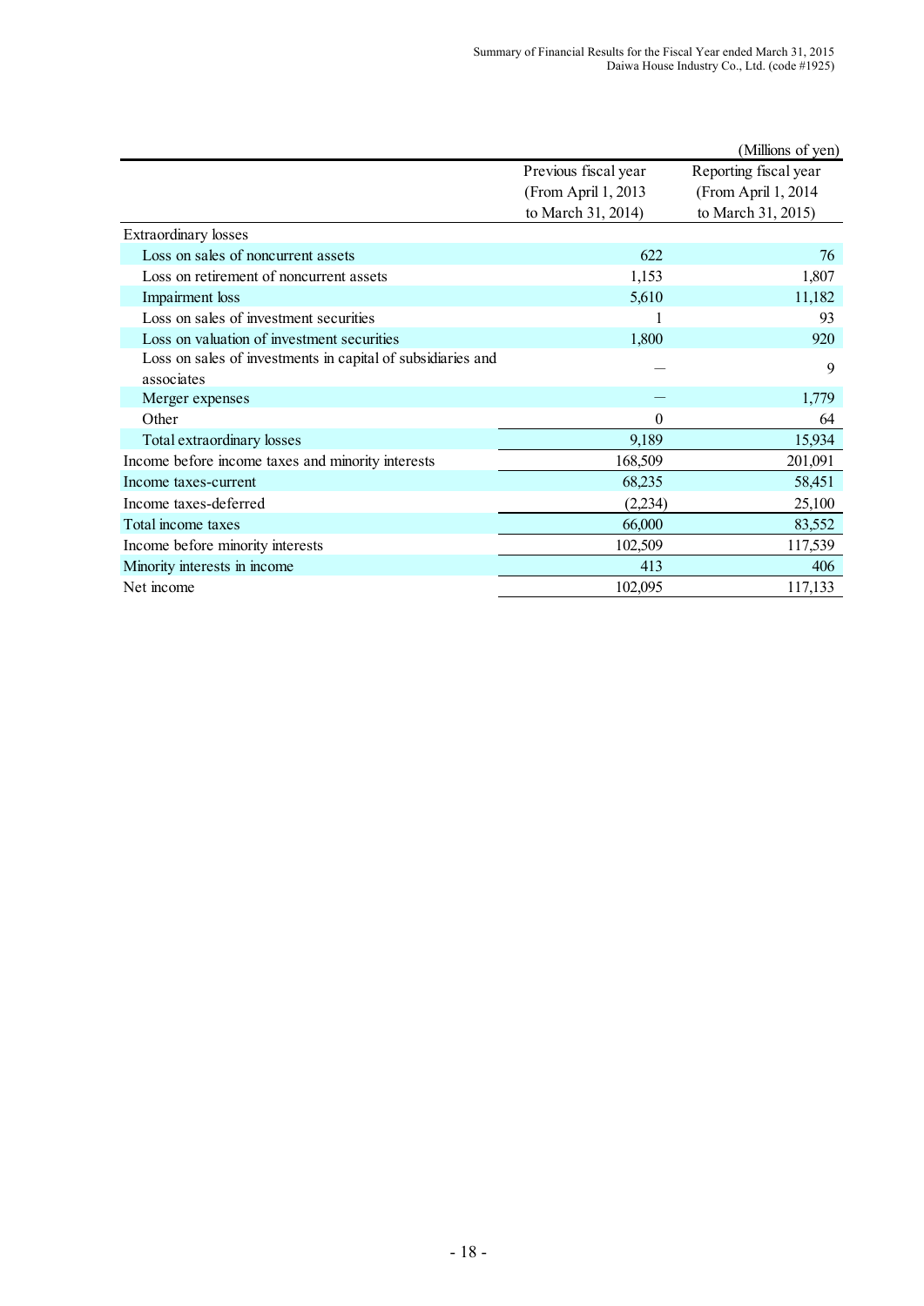(Millions of yen)

| | Previous fiscal year (From April 1, 2013 to March 31, 2014) | Reporting fiscal year (From April 1, 2014 to March 31, 2015) |
|---|---|---|
| Extraordinary losses | | |
| Loss on sales of noncurrent assets | 622 | 76 |
| Loss on retirement of noncurrent assets | 1,153 | 1,807 |
| Impairment loss | 5,610 | 11,182 |
| Loss on sales of investment securities | 1 | 93 |
| Loss on valuation of investment securities | 1,800 | 920 |
| Loss on sales of investments in capital of subsidiaries and associates | — | 9 |
| Merger expenses | — | 1,779 |
| Other | 0 | 64 |
| Total extraordinary losses | 9,189 | 15,934 |
| Income before income taxes and minority interests | 168,509 | 201,091 |
| Income taxes-current | 68,235 | 58,451 |
| Income taxes-deferred | (2,234) | 25,100 |
| Total income taxes | 66,000 | 83,552 |
| Income before minority interests | 102,509 | 117,539 |
| Minority interests in income | 413 | 406 |
| Net income | 102,095 | 117,133 |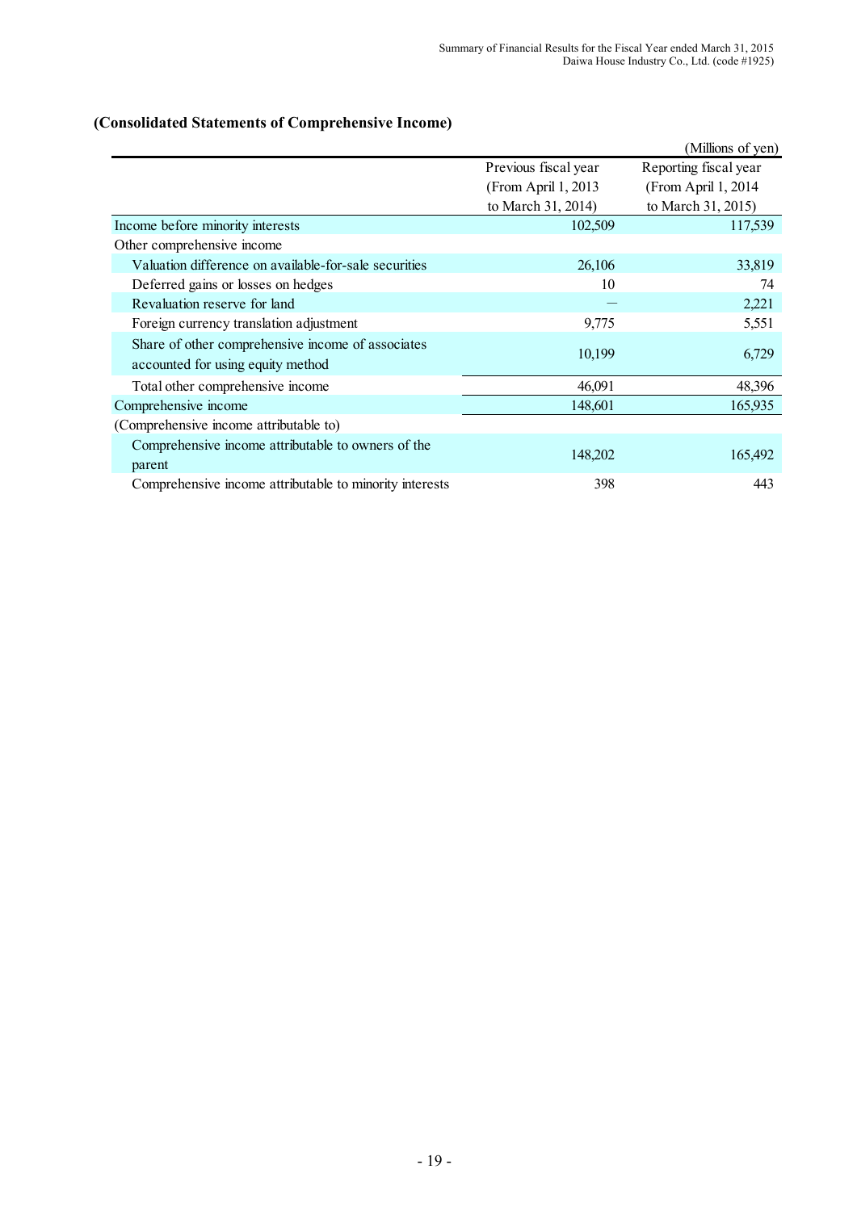## (Consolidated Statements of Comprehensive Income)

(Millions of yen)

| | Previous fiscal year (From April 1, 2013 to March 31, 2014) | Reporting fiscal year (From April 1, 2014 to March 31, 2015) |
|---|---|---|
| Income before minority interests | 102,509 | 117,539 |
| Other comprehensive income | | |
| Valuation difference on available-for-sale securities | 26,106 | 33,819 |
| Deferred gains or losses on hedges | 10 | 74 |
| Revaluation reserve for land | — | 2,221 |
| Foreign currency translation adjustment | 9,775 | 5,551 |
| Share of other comprehensive income of associates accounted for using equity method | 10,199 | 6,729 |
| Total other comprehensive income | 46,091 | 48,396 |
| Comprehensive income | 148,601 | 165,935 |
| (Comprehensive income attributable to) | | |
| Comprehensive income attributable to owners of the parent | 148,202 | 165,492 |
| Comprehensive income attributable to minority interests | 398 | 443 |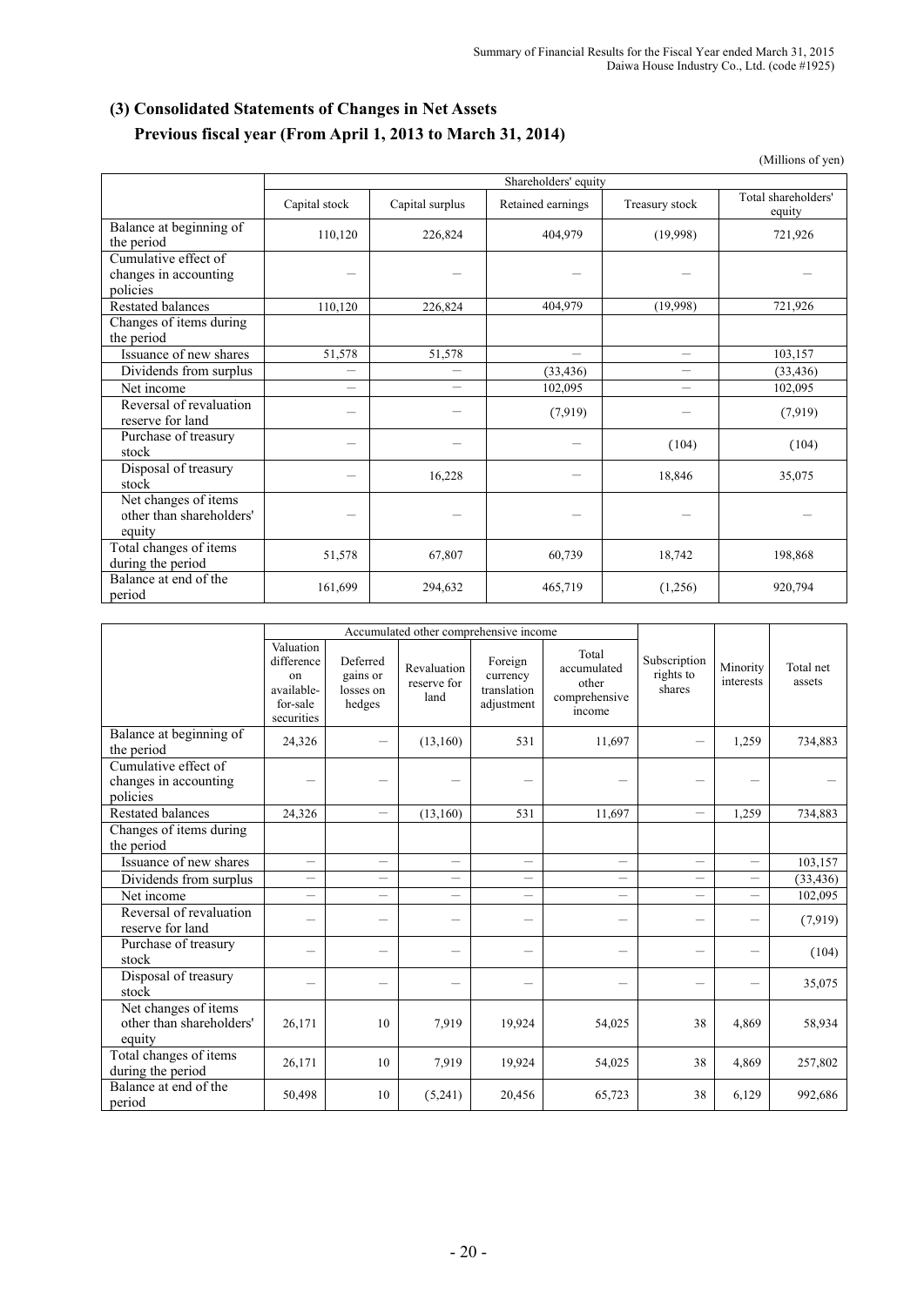### (3) Consolidated Statements of Changes in Net Assets

### Previous fiscal year (From April 1, 2013 to March 31, 2014)

(Millions of yen)

| | Shareholders' equity | | | | |
|---|---|---|---|---|---|
| | Capital stock | Capital surplus | Retained earnings | Treasury stock | Total shareholders' equity |
| Balance at beginning of the period | 110,120 | 226,824 | 404,979 | (19,998) | 721,926 |
| Cumulative effect of changes in accounting policies | — | — | — | — | — |
| Restated balances | 110,120 | 226,824 | 404,979 | (19,998) | 721,926 |
| Changes of items during the period | | | | | |
| Issuance of new shares | 51,578 | 51,578 | — | — | 103,157 |
| Dividends from surplus | — | — | (33,436) | — | (33,436) |
| Net income | — | — | 102,095 | — | 102,095 |
| Reversal of revaluation reserve for land | — | — | (7,919) | — | (7,919) |
| Purchase of treasury stock | — | — | — | (104) | (104) |
| Disposal of treasury stock | — | 16,228 | — | 18,846 | 35,075 |
| Net changes of items other than shareholders' equity | — | — | — | — | — |
| Total changes of items during the period | 51,578 | 67,807 | 60,739 | 18,742 | 198,868 |
| Balance at end of the period | 161,699 | 294,632 | 465,719 | (1,256) | 920,794 |

| | Accumulated other comprehensive income | | | | | Subscription rights to shares | Minority interests | Total net assets |
|---|---|---|---|---|---|---|---|---|
| | Valuation difference on available-for-sale securities | Deferred gains or losses on hedges | Revaluation reserve for land | Foreign currency translation adjustment | Total accumulated other comprehensive income | | | |
| Balance at beginning of the period | 24,326 | — | (13,160) | 531 | 11,697 | — | 1,259 | 734,883 |
| Cumulative effect of changes in accounting policies | — | — | — | — | — | — | — | — |
| Restated balances | 24,326 | — | (13,160) | 531 | 11,697 | — | 1,259 | 734,883 |
| Changes of items during the period | | | | | | | | |
| Issuance of new shares | — | — | — | — | — | — | — | 103,157 |
| Dividends from surplus | — | — | — | — | — | — | — | (33,436) |
| Net income | — | — | — | — | — | — | — | 102,095 |
| Reversal of revaluation reserve for land | — | — | — | — | — | — | — | (7,919) |
| Purchase of treasury stock | — | — | — | — | — | — | — | (104) |
| Disposal of treasury stock | — | — | — | — | — | — | — | 35,075 |
| Net changes of items other than shareholders' equity | 26,171 | 10 | 7,919 | 19,924 | 54,025 | 38 | 4,869 | 58,934 |
| Total changes of items during the period | 26,171 | 10 | 7,919 | 19,924 | 54,025 | 38 | 4,869 | 257,802 |
| Balance at end of the period | 50,498 | 10 | (5,241) | 20,456 | 65,723 | 38 | 6,129 | 992,686 |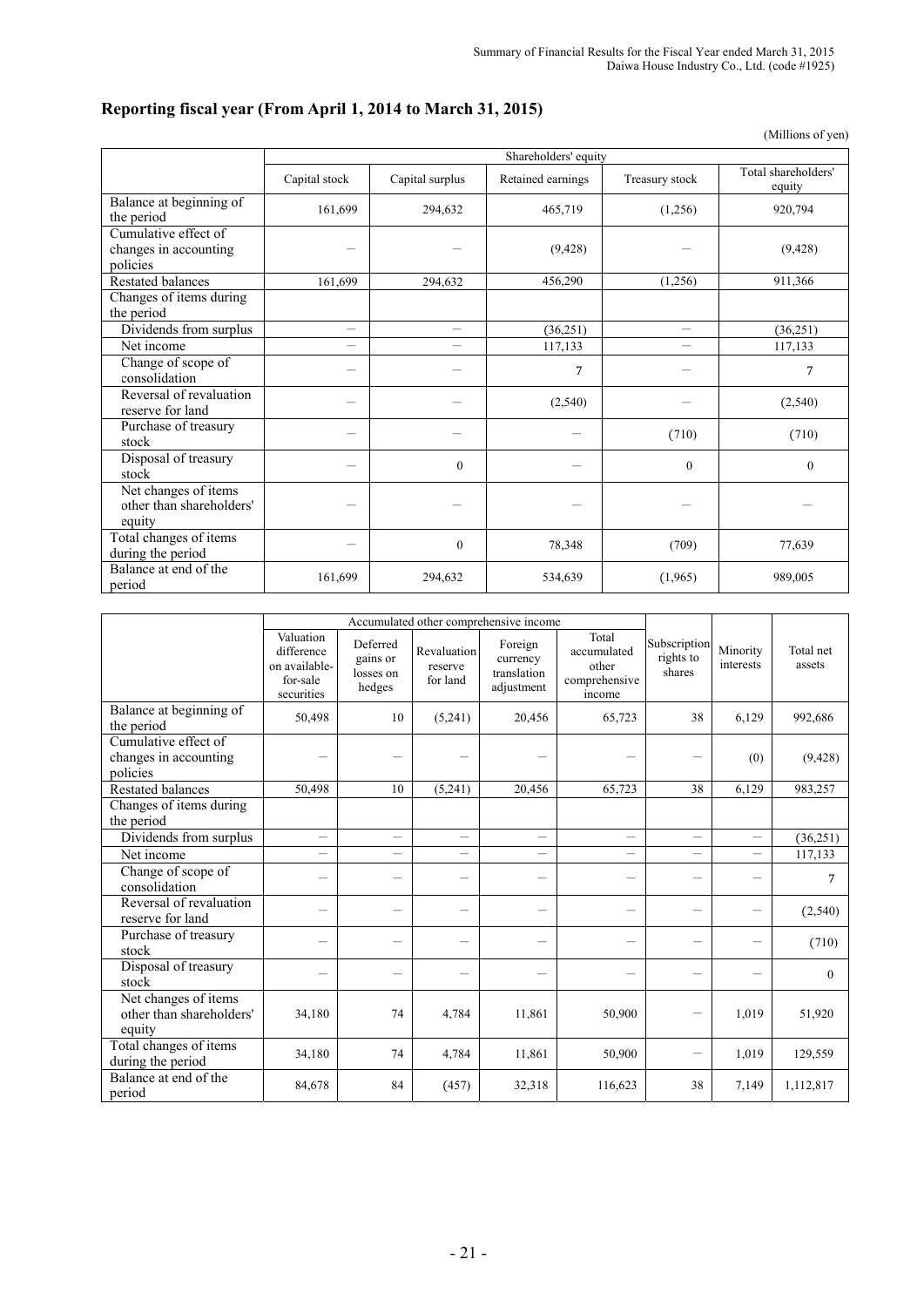## Reporting fiscal year (From April 1, 2014 to March 31, 2015)

(Millions of yen)

| | Shareholders' equity | | | | |
|---|---|---|---|---|---|
| | Capital stock | Capital surplus | Retained earnings | Treasury stock | Total shareholders' equity |
| Balance at beginning of the period | 161,699 | 294,632 | 465,719 | (1,256) | 920,794 |
| Cumulative effect of changes in accounting policies | ― | ― | (9,428) | ― | (9,428) |
| Restated balances | 161,699 | 294,632 | 456,290 | (1,256) | 911,366 |
| Changes of items during the period | | | | | |
| Dividends from surplus | ― | ― | (36,251) | ― | (36,251) |
| Net income | ― | ― | 117,133 | ― | 117,133 |
| Change of scope of consolidation | ― | ― | 7 | ― | 7 |
| Reversal of revaluation reserve for land | ― | ― | (2,540) | ― | (2,540) |
| Purchase of treasury stock | ― | ― | ― | (710) | (710) |
| Disposal of treasury stock | ― | 0 | ― | 0 | 0 |
| Net changes of items other than shareholders' equity | ― | ― | ― | ― | ― |
| Total changes of items during the period | ― | 0 | 78,348 | (709) | 77,639 |
| Balance at end of the period | 161,699 | 294,632 | 534,639 | (1,965) | 989,005 |

| | Accumulated other comprehensive income | | | | | | | |
|---|---|---|---|---|---|---|---|---|
| | Valuation difference on available-for-sale securities | Deferred gains or losses on hedges | Revaluation reserve for land | Foreign currency translation adjustment | Total accumulated other comprehensive income | Subscription rights to shares | Minority interests | Total net assets |
| Balance at beginning of the period | 50,498 | 10 | (5,241) | 20,456 | 65,723 | 38 | 6,129 | 992,686 |
| Cumulative effect of changes in accounting policies | ― | ― | ― | ― | ― | ― | (0) | (9,428) |
| Restated balances | 50,498 | 10 | (5,241) | 20,456 | 65,723 | 38 | 6,129 | 983,257 |
| Changes of items during the period | | | | | | | | |
| Dividends from surplus | ― | ― | ― | ― | ― | ― | ― | (36,251) |
| Net income | ― | ― | ― | ― | ― | ― | ― | 117,133 |
| Change of scope of consolidation | ― | ― | ― | ― | ― | ― | ― | 7 |
| Reversal of revaluation reserve for land | ― | ― | ― | ― | ― | ― | ― | (2,540) |
| Purchase of treasury stock | ― | ― | ― | ― | ― | ― | ― | (710) |
| Disposal of treasury stock | ― | ― | ― | ― | ― | ― | ― | 0 |
| Net changes of items other than shareholders' equity | 34,180 | 74 | 4,784 | 11,861 | 50,900 | ― | 1,019 | 51,920 |
| Total changes of items during the period | 34,180 | 74 | 4,784 | 11,861 | 50,900 | ― | 1,019 | 129,559 |
| Balance at end of the period | 84,678 | 84 | (457) | 32,318 | 116,623 | 38 | 7,149 | 1,112,817 |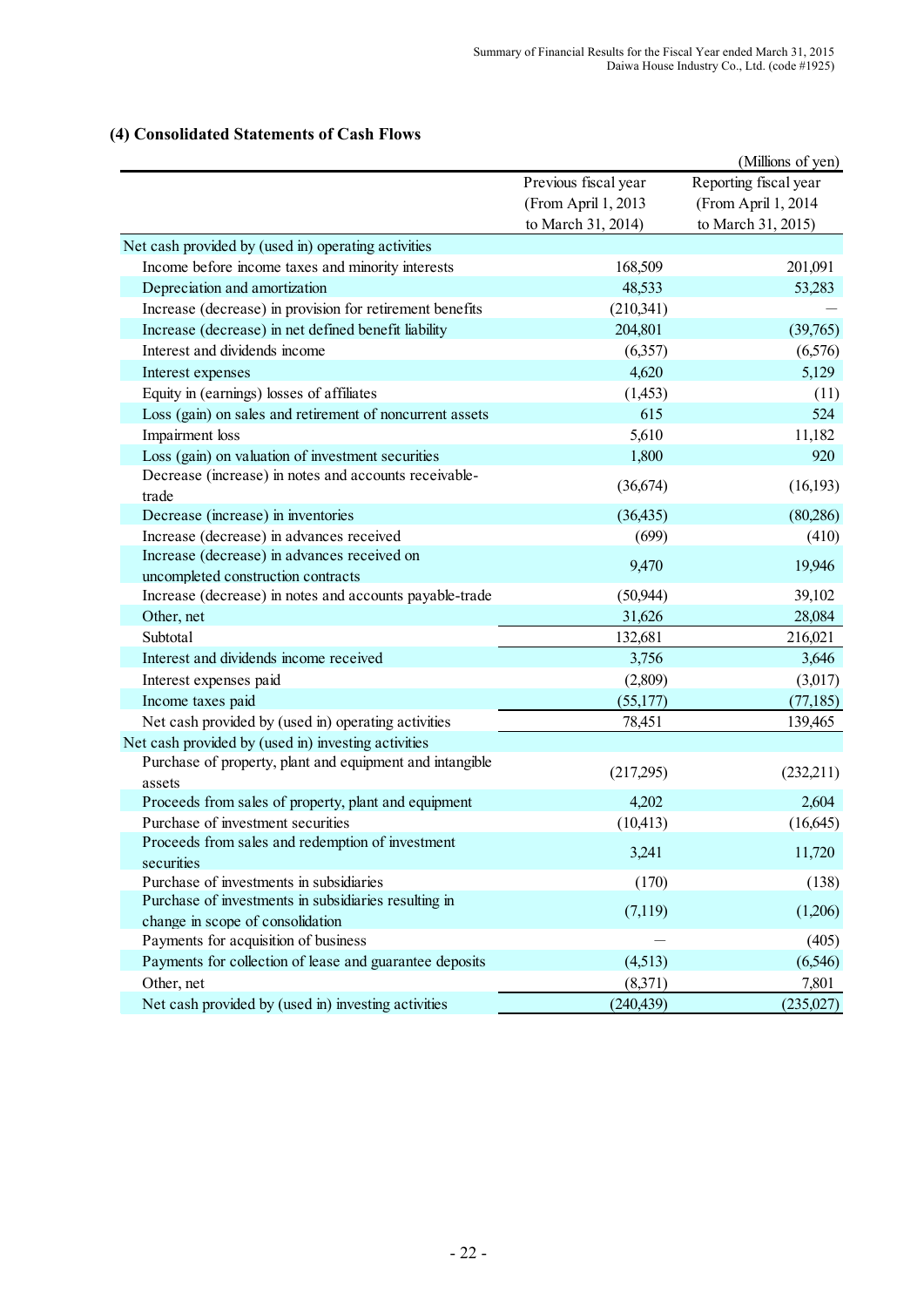## (4) Consolidated Statements of Cash Flows

(Millions of yen)

| | Previous fiscal year (From April 1, 2013 to March 31, 2014) | Reporting fiscal year (From April 1, 2014 to March 31, 2015) |
|---|---|---|
| Net cash provided by (used in) operating activities | | |
| Income before income taxes and minority interests | 168,509 | 201,091 |
| Depreciation and amortization | 48,533 | 53,283 |
| Increase (decrease) in provision for retirement benefits | (210,341) | — |
| Increase (decrease) in net defined benefit liability | 204,801 | (39,765) |
| Interest and dividends income | (6,357) | (6,576) |
| Interest expenses | 4,620 | 5,129 |
| Equity in (earnings) losses of affiliates | (1,453) | (11) |
| Loss (gain) on sales and retirement of noncurrent assets | 615 | 524 |
| Impairment loss | 5,610 | 11,182 |
| Loss (gain) on valuation of investment securities | 1,800 | 920 |
| Decrease (increase) in notes and accounts receivable-trade | (36,674) | (16,193) |
| Decrease (increase) in inventories | (36,435) | (80,286) |
| Increase (decrease) in advances received | (699) | (410) |
| Increase (decrease) in advances received on uncompleted construction contracts | 9,470 | 19,946 |
| Increase (decrease) in notes and accounts payable-trade | (50,944) | 39,102 |
| Other, net | 31,626 | 28,084 |
| Subtotal | 132,681 | 216,021 |
| Interest and dividends income received | 3,756 | 3,646 |
| Interest expenses paid | (2,809) | (3,017) |
| Income taxes paid | (55,177) | (77,185) |
| Net cash provided by (used in) operating activities | 78,451 | 139,465 |
| Net cash provided by (used in) investing activities | | |
| Purchase of property, plant and equipment and intangible assets | (217,295) | (232,211) |
| Proceeds from sales of property, plant and equipment | 4,202 | 2,604 |
| Purchase of investment securities | (10,413) | (16,645) |
| Proceeds from sales and redemption of investment securities | 3,241 | 11,720 |
| Purchase of investments in subsidiaries | (170) | (138) |
| Purchase of investments in subsidiaries resulting in change in scope of consolidation | (7,119) | (1,206) |
| Payments for acquisition of business | — | (405) |
| Payments for collection of lease and guarantee deposits | (4,513) | (6,546) |
| Other, net | (8,371) | 7,801 |
| Net cash provided by (used in) investing activities | (240,439) | (235,027) |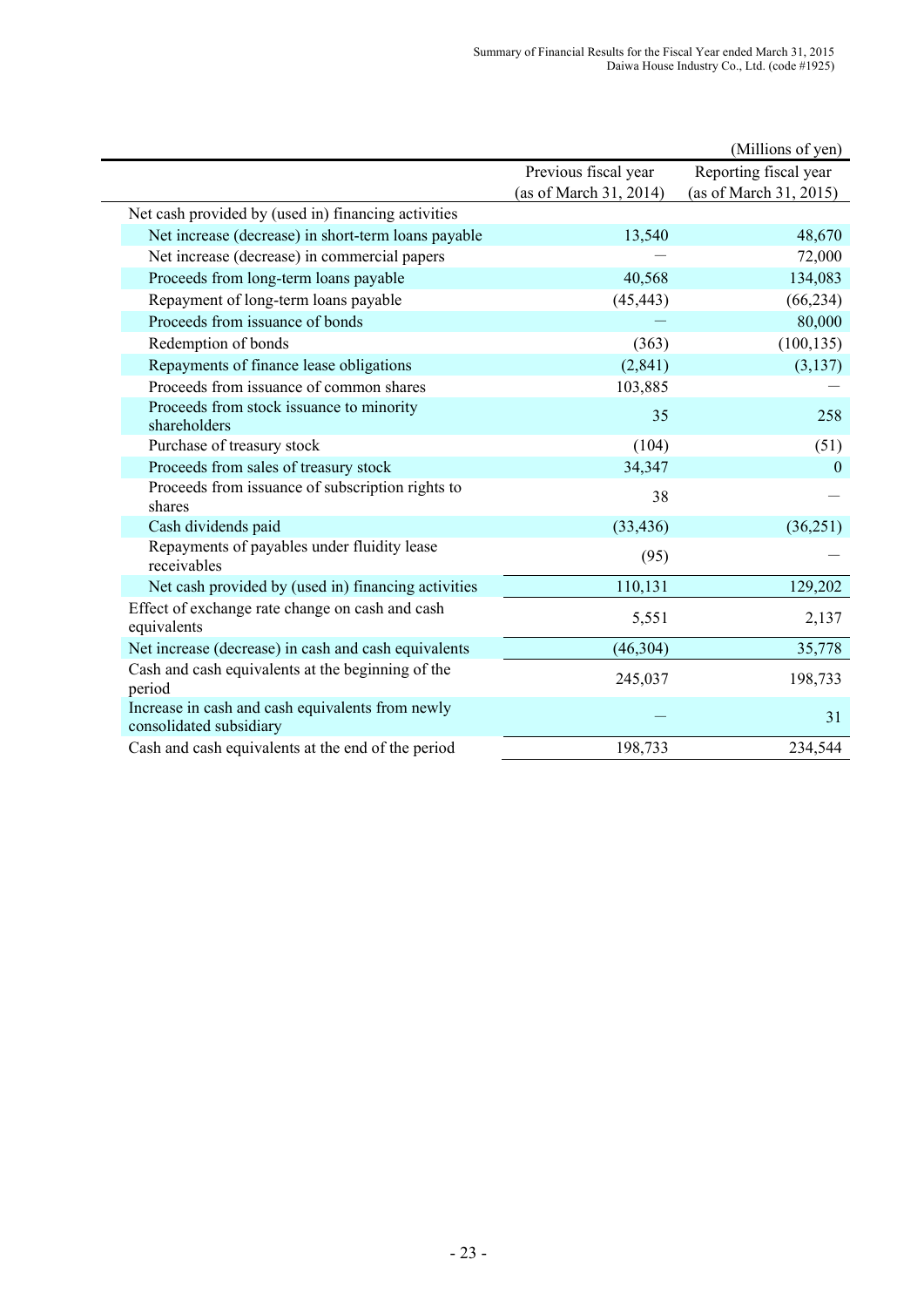(Millions of yen)

| | Previous fiscal year (as of March 31, 2014) | Reporting fiscal year (as of March 31, 2015) |
|---|---|---|
| Net cash provided by (used in) financing activities | | |
| Net increase (decrease) in short-term loans payable | 13,540 | 48,670 |
| Net increase (decrease) in commercial papers | — | 72,000 |
| Proceeds from long-term loans payable | 40,568 | 134,083 |
| Repayment of long-term loans payable | (45,443) | (66,234) |
| Proceeds from issuance of bonds | — | 80,000 |
| Redemption of bonds | (363) | (100,135) |
| Repayments of finance lease obligations | (2,841) | (3,137) |
| Proceeds from issuance of common shares | 103,885 | — |
| Proceeds from stock issuance to minority shareholders | 35 | 258 |
| Purchase of treasury stock | (104) | (51) |
| Proceeds from sales of treasury stock | 34,347 | 0 |
| Proceeds from issuance of subscription rights to shares | 38 | — |
| Cash dividends paid | (33,436) | (36,251) |
| Repayments of payables under fluidity lease receivables | (95) | — |
| Net cash provided by (used in) financing activities | 110,131 | 129,202 |
| Effect of exchange rate change on cash and cash equivalents | 5,551 | 2,137 |
| Net increase (decrease) in cash and cash equivalents | (46,304) | 35,778 |
| Cash and cash equivalents at the beginning of the period | 245,037 | 198,733 |
| Increase in cash and cash equivalents from newly consolidated subsidiary | — | 31 |
| Cash and cash equivalents at the end of the period | 198,733 | 234,544 |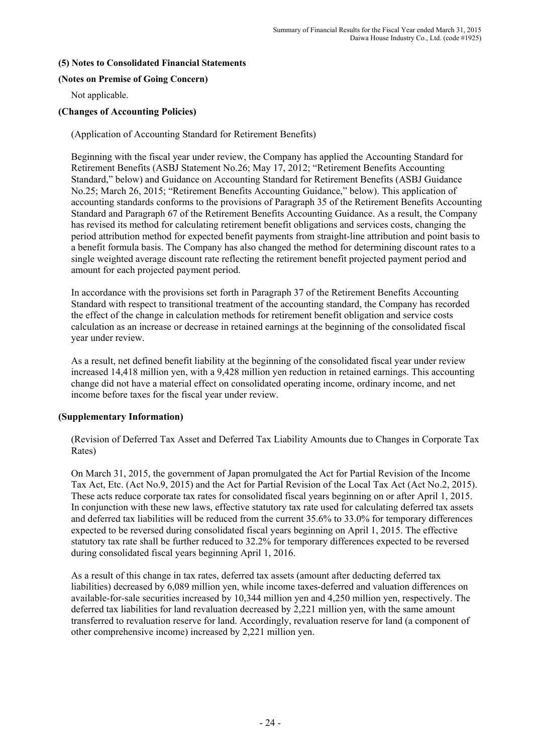### (5) Notes to Consolidated Financial Statements

#### (Notes on Premise of Going Concern)

Not applicable.

#### (Changes of Accounting Policies)

(Application of Accounting Standard for Retirement Benefits)

Beginning with the fiscal year under review, the Company has applied the Accounting Standard for Retirement Benefits (ASBJ Statement No.26; May 17, 2012; "Retirement Benefits Accounting Standard," below) and Guidance on Accounting Standard for Retirement Benefits (ASBJ Guidance No.25; March 26, 2015; "Retirement Benefits Accounting Guidance," below). This application of accounting standards conforms to the provisions of Paragraph 35 of the Retirement Benefits Accounting Standard and Paragraph 67 of the Retirement Benefits Accounting Guidance. As a result, the Company has revised its method for calculating retirement benefit obligations and services costs, changing the period attribution method for expected benefit payments from straight-line attribution and point basis to a benefit formula basis. The Company has also changed the method for determining discount rates to a single weighted average discount rate reflecting the retirement benefit projected payment period and amount for each projected payment period.

In accordance with the provisions set forth in Paragraph 37 of the Retirement Benefits Accounting Standard with respect to transitional treatment of the accounting standard, the Company has recorded the effect of the change in calculation methods for retirement benefit obligation and service costs calculation as an increase or decrease in retained earnings at the beginning of the consolidated fiscal year under review.

As a result, net defined benefit liability at the beginning of the consolidated fiscal year under review increased 14,418 million yen, with a 9,428 million yen reduction in retained earnings. This accounting change did not have a material effect on consolidated operating income, ordinary income, and net income before taxes for the fiscal year under review.

#### (Supplementary Information)

(Revision of Deferred Tax Asset and Deferred Tax Liability Amounts due to Changes in Corporate Tax Rates)

On March 31, 2015, the government of Japan promulgated the Act for Partial Revision of the Income Tax Act, Etc. (Act No.9, 2015) and the Act for Partial Revision of the Local Tax Act (Act No.2, 2015). These acts reduce corporate tax rates for consolidated fiscal years beginning on or after April 1, 2015. In conjunction with these new laws, effective statutory tax rate used for calculating deferred tax assets and deferred tax liabilities will be reduced from the current 35.6% to 33.0% for temporary differences expected to be reversed during consolidated fiscal years beginning on April 1, 2015. The effective statutory tax rate shall be further reduced to 32.2% for temporary differences expected to be reversed during consolidated fiscal years beginning April 1, 2016.

As a result of this change in tax rates, deferred tax assets (amount after deducting deferred tax liabilities) decreased by 6,089 million yen, while income taxes-deferred and valuation differences on available-for-sale securities increased by 10,344 million yen and 4,250 million yen, respectively. The deferred tax liabilities for land revaluation decreased by 2,221 million yen, with the same amount transferred to revaluation reserve for land. Accordingly, revaluation reserve for land (a component of other comprehensive income) increased by 2,221 million yen.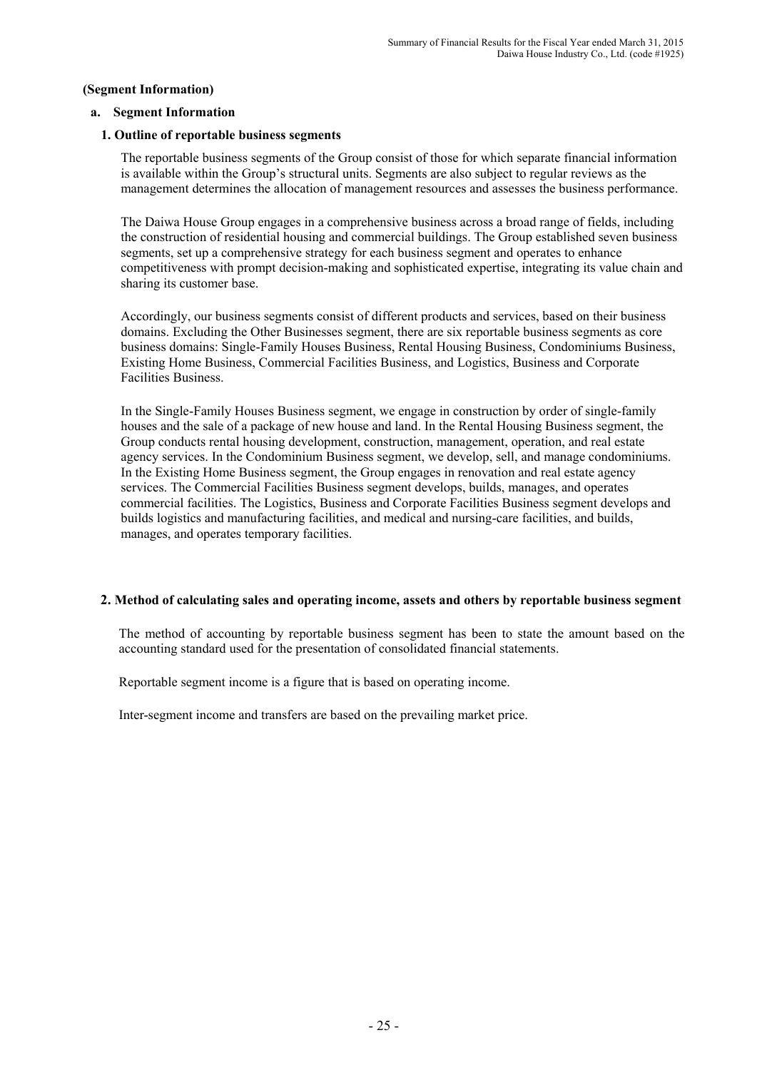**(Segment Information)**

**a. Segment Information**

**1. Outline of reportable business segments**

The reportable business segments of the Group consist of those for which separate financial information is available within the Group's structural units. Segments are also subject to regular reviews as the management determines the allocation of management resources and assesses the business performance.

The Daiwa House Group engages in a comprehensive business across a broad range of fields, including the construction of residential housing and commercial buildings. The Group established seven business segments, set up a comprehensive strategy for each business segment and operates to enhance competitiveness with prompt decision-making and sophisticated expertise, integrating its value chain and sharing its customer base.

Accordingly, our business segments consist of different products and services, based on their business domains. Excluding the Other Businesses segment, there are six reportable business segments as core business domains: Single-Family Houses Business, Rental Housing Business, Condominiums Business, Existing Home Business, Commercial Facilities Business, and Logistics, Business and Corporate Facilities Business.

In the Single-Family Houses Business segment, we engage in construction by order of single-family houses and the sale of a package of new house and land. In the Rental Housing Business segment, the Group conducts rental housing development, construction, management, operation, and real estate agency services. In the Condominium Business segment, we develop, sell, and manage condominiums. In the Existing Home Business segment, the Group engages in renovation and real estate agency services. The Commercial Facilities Business segment develops, builds, manages, and operates commercial facilities. The Logistics, Business and Corporate Facilities Business segment develops and builds logistics and manufacturing facilities, and medical and nursing-care facilities, and builds, manages, and operates temporary facilities.

**2. Method of calculating sales and operating income, assets and others by reportable business segment**

The method of accounting by reportable business segment has been to state the amount based on the accounting standard used for the presentation of consolidated financial statements.

Reportable segment income is a figure that is based on operating income.

Inter-segment income and transfers are based on the prevailing market price.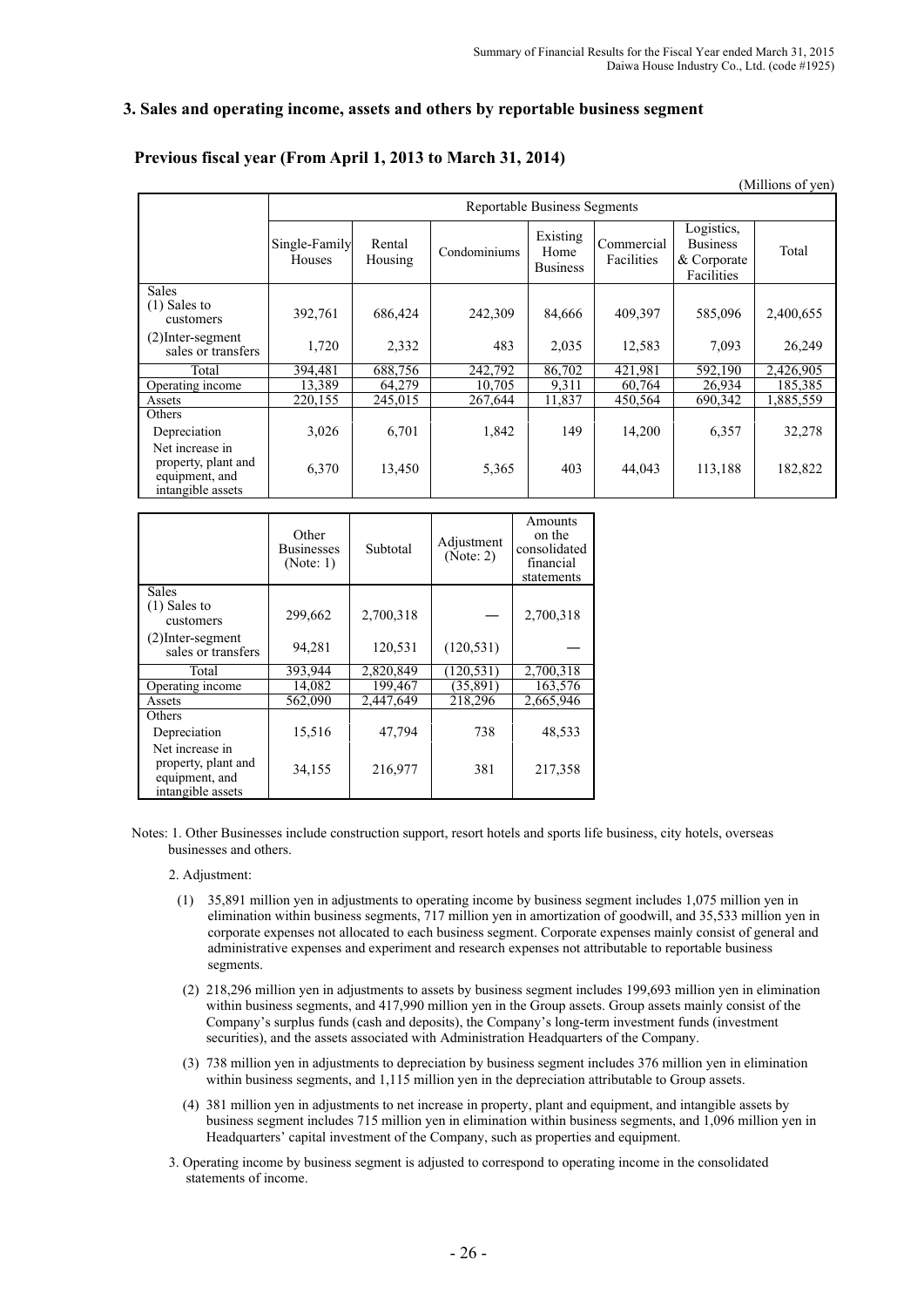### 3. Sales and operating income, assets and others by reportable business segment

#### Previous fiscal year (From April 1, 2013 to March 31, 2014)

(Millions of yen)

| | Reportable Business Segments | | | | | | |
|---|---|---|---|---|---|---|---|
| | Single-Family Houses | Rental Housing | Condominiums | Existing Home Business | Commercial Facilities | Logistics, Business & Corporate Facilities | Total |
| Sales | | | | | | | |
| (1) Sales to customers | 392,761 | 686,424 | 242,309 | 84,666 | 409,397 | 585,096 | 2,400,655 |
| (2)Inter-segment sales or transfers | 1,720 | 2,332 | 483 | 2,035 | 12,583 | 7,093 | 26,249 |
| Total | 394,481 | 688,756 | 242,792 | 86,702 | 421,981 | 592,190 | 2,426,905 |
| Operating income | 13,389 | 64,279 | 10,705 | 9,311 | 60,764 | 26,934 | 185,385 |
| Assets | 220,155 | 245,015 | 267,644 | 11,837 | 450,564 | 690,342 | 1,885,559 |
| Others | | | | | | | |
| Depreciation | 3,026 | 6,701 | 1,842 | 149 | 14,200 | 6,357 | 32,278 |
| Net increase in property, plant and equipment, and intangible assets | 6,370 | 13,450 | 5,365 | 403 | 44,043 | 113,188 | 182,822 |

| | Other Businesses (Note: 1) | Subtotal | Adjustment (Note: 2) | Amounts on the consolidated financial statements |
|---|---|---|---|---|
| Sales | | | | |
| (1) Sales to customers | 299,662 | 2,700,318 | — | 2,700,318 |
| (2)Inter-segment sales or transfers | 94,281 | 120,531 | (120,531) | — |
| Total | 393,944 | 2,820,849 | (120,531) | 2,700,318 |
| Operating income | 14,082 | 199,467 | (35,891) | 163,576 |
| Assets | 562,090 | 2,447,649 | 218,296 | 2,665,946 |
| Others | | | | |
| Depreciation | 15,516 | 47,794 | 738 | 48,533 |
| Net increase in property, plant and equipment, and intangible assets | 34,155 | 216,977 | 381 | 217,358 |

Notes: 1. Other Businesses include construction support, resort hotels and sports life business, city hotels, overseas businesses and others.

2. Adjustment:

(1) 35,891 million yen in adjustments to operating income by business segment includes 1,075 million yen in elimination within business segments, 717 million yen in amortization of goodwill, and 35,533 million yen in corporate expenses not allocated to each business segment. Corporate expenses mainly consist of general and administrative expenses and experiment and research expenses not attributable to reportable business segments.

(2) 218,296 million yen in adjustments to assets by business segment includes 199,693 million yen in elimination within business segments, and 417,990 million yen in the Group assets. Group assets mainly consist of the Company's surplus funds (cash and deposits), the Company's long-term investment funds (investment securities), and the assets associated with Administration Headquarters of the Company.

(3) 738 million yen in adjustments to depreciation by business segment includes 376 million yen in elimination within business segments, and 1,115 million yen in the depreciation attributable to Group assets.

(4) 381 million yen in adjustments to net increase in property, plant and equipment, and intangible assets by business segment includes 715 million yen in elimination within business segments, and 1,096 million yen in Headquarters' capital investment of the Company, such as properties and equipment.

3. Operating income by business segment is adjusted to correspond to operating income in the consolidated statements of income.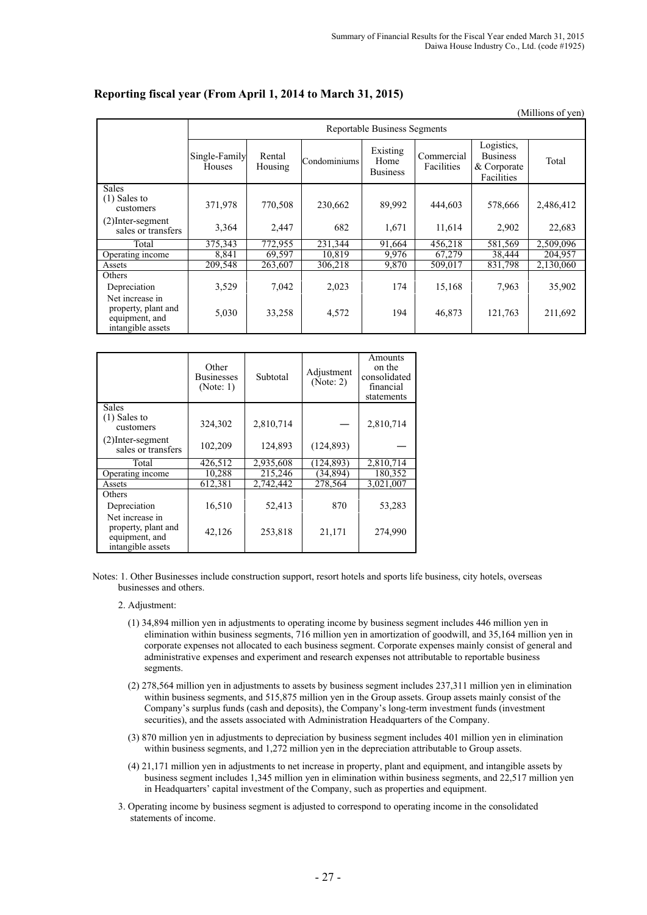## Reporting fiscal year (From April 1, 2014 to March 31, 2015)

(Millions of yen)

| | Reportable Business Segments | | | | | | |
|---|---|---|---|---|---|---|---|
| | Single-Family Houses | Rental Housing | Condominiums | Existing Home Business | Commercial Facilities | Logistics, Business & Corporate Facilities | Total |
| Sales | | | | | | | |
| (1) Sales to customers | 371,978 | 770,508 | 230,662 | 89,992 | 444,603 | 578,666 | 2,486,412 |
| (2)Inter-segment sales or transfers | 3,364 | 2,447 | 682 | 1,671 | 11,614 | 2,902 | 22,683 |
| Total | 375,343 | 772,955 | 231,344 | 91,664 | 456,218 | 581,569 | 2,509,096 |
| Operating income | 8,841 | 69,597 | 10,819 | 9,976 | 67,279 | 38,444 | 204,957 |
| Assets | 209,548 | 263,607 | 306,218 | 9,870 | 509,017 | 831,798 | 2,130,060 |
| Others | | | | | | | |
| Depreciation | 3,529 | 7,042 | 2,023 | 174 | 15,168 | 7,963 | 35,902 |
| Net increase in property, plant and equipment, and intangible assets | 5,030 | 33,258 | 4,572 | 194 | 46,873 | 121,763 | 211,692 |

| | Other Businesses (Note: 1) | Subtotal | Adjustment (Note: 2) | Amounts on the consolidated financial statements |
|---|---|---|---|---|
| Sales | | | | |
| (1) Sales to customers | 324,302 | 2,810,714 | — | 2,810,714 |
| (2)Inter-segment sales or transfers | 102,209 | 124,893 | (124,893) | — |
| Total | 426,512 | 2,935,608 | (124,893) | 2,810,714 |
| Operating income | 10,288 | 215,246 | (34,894) | 180,352 |
| Assets | 612,381 | 2,742,442 | 278,564 | 3,021,007 |
| Others | | | | |
| Depreciation | 16,510 | 52,413 | 870 | 53,283 |
| Net increase in property, plant and equipment, and intangible assets | 42,126 | 253,818 | 21,171 | 274,990 |

Notes: 1. Other Businesses include construction support, resort hotels and sports life business, city hotels, overseas businesses and others.

2. Adjustment:

(1) 34,894 million yen in adjustments to operating income by business segment includes 446 million yen in elimination within business segments, 716 million yen in amortization of goodwill, and 35,164 million yen in corporate expenses not allocated to each business segment. Corporate expenses mainly consist of general and administrative expenses and experiment and research expenses not attributable to reportable business segments.

(2) 278,564 million yen in adjustments to assets by business segment includes 237,311 million yen in elimination within business segments, and 515,875 million yen in the Group assets. Group assets mainly consist of the Company's surplus funds (cash and deposits), the Company's long-term investment funds (investment securities), and the assets associated with Administration Headquarters of the Company.

(3) 870 million yen in adjustments to depreciation by business segment includes 401 million yen in elimination within business segments, and 1,272 million yen in the depreciation attributable to Group assets.

(4) 21,171 million yen in adjustments to net increase in property, plant and equipment, and intangible assets by business segment includes 1,345 million yen in elimination within business segments, and 22,517 million yen in Headquarters' capital investment of the Company, such as properties and equipment.

3. Operating income by business segment is adjusted to correspond to operating income in the consolidated statements of income.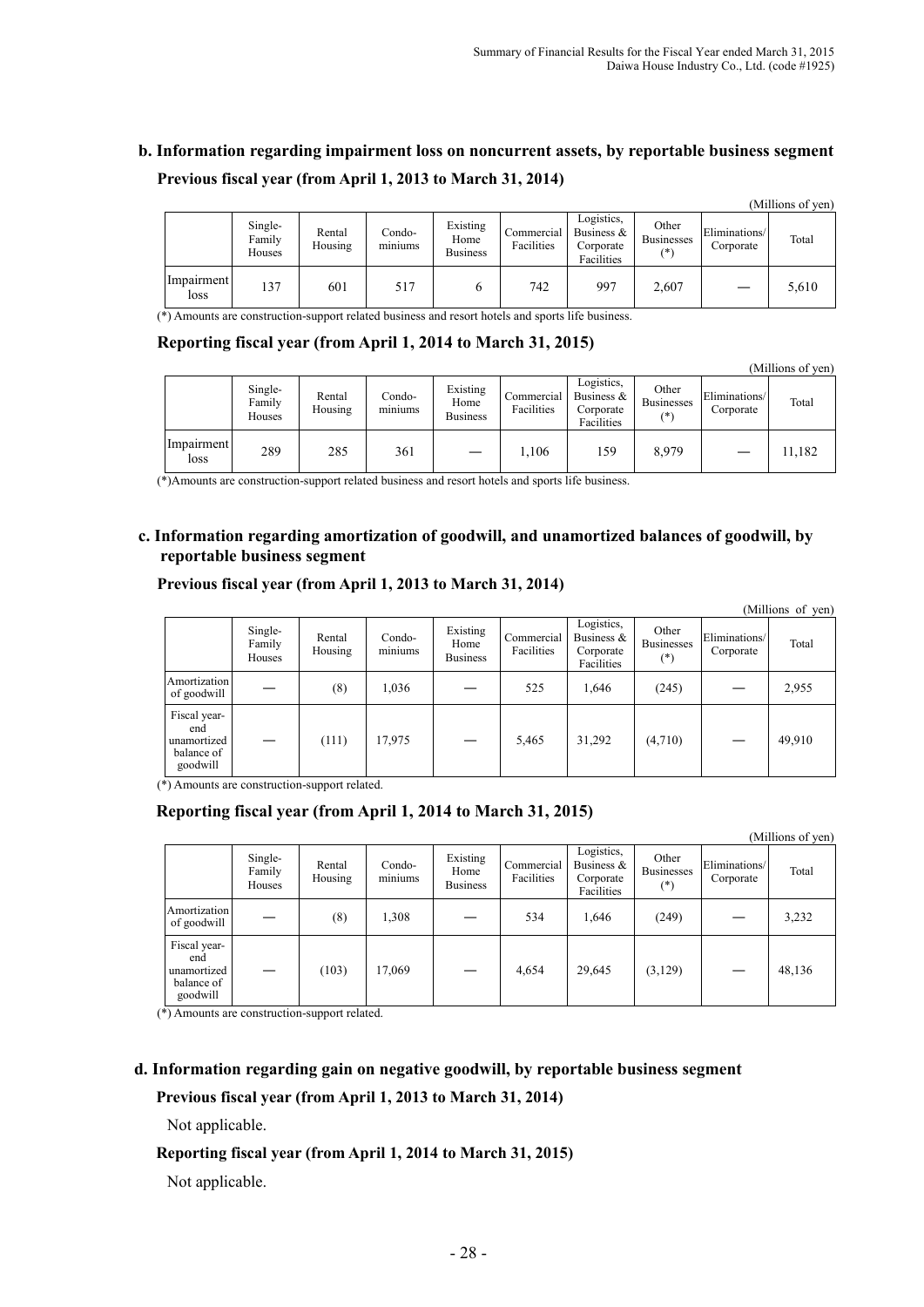### b. Information regarding impairment loss on noncurrent assets, by reportable business segment

**Previous fiscal year (from April 1, 2013 to March 31, 2014)**

(Millions of yen)

| | Single-Family Houses | Rental Housing | Condo-miniums | Existing Home Business | Commercial Facilities | Logistics, Business & Corporate Facilities | Other Businesses (*) | Eliminations/ Corporate | Total |
|---|---|---|---|---|---|---|---|---|---|
| Impairment loss | 137 | 601 | 517 | 6 | 742 | 997 | 2,607 | — | 5,610 |

(*) Amounts are construction-support related business and resort hotels and sports life business.

**Reporting fiscal year (from April 1, 2014 to March 31, 2015)**

(Millions of yen)

| | Single-Family Houses | Rental Housing | Condo-miniums | Existing Home Business | Commercial Facilities | Logistics, Business & Corporate Facilities | Other Businesses (*) | Eliminations/ Corporate | Total |
|---|---|---|---|---|---|---|---|---|---|
| Impairment loss | 289 | 285 | 361 | — | 1,106 | 159 | 8,979 | — | 11,182 |

(*)Amounts are construction-support related business and resort hotels and sports life business.

### c. Information regarding amortization of goodwill, and unamortized balances of goodwill, by reportable business segment

**Previous fiscal year (from April 1, 2013 to March 31, 2014)**

(Millions of yen)

| | Single-Family Houses | Rental Housing | Condo-miniums | Existing Home Business | Commercial Facilities | Logistics, Business & Corporate Facilities | Other Businesses (*) | Eliminations/ Corporate | Total |
|---|---|---|---|---|---|---|---|---|---|
| Amortization of goodwill | — | (8) | 1,036 | — | 525 | 1,646 | (245) | — | 2,955 |
| Fiscal year-end unamortized balance of goodwill | — | (111) | 17,975 | — | 5,465 | 31,292 | (4,710) | — | 49,910 |

(*) Amounts are construction-support related.

**Reporting fiscal year (from April 1, 2014 to March 31, 2015)**

(Millions of yen)

| | Single-Family Houses | Rental Housing | Condo-miniums | Existing Home Business | Commercial Facilities | Logistics, Business & Corporate Facilities | Other Businesses (*) | Eliminations/ Corporate | Total |
|---|---|---|---|---|---|---|---|---|---|
| Amortization of goodwill | — | (8) | 1,308 | — | 534 | 1,646 | (249) | — | 3,232 |
| Fiscal year-end unamortized balance of goodwill | — | (103) | 17,069 | — | 4,654 | 29,645 | (3,129) | — | 48,136 |

(*) Amounts are construction-support related.

### d. Information regarding gain on negative goodwill, by reportable business segment

**Previous fiscal year (from April 1, 2013 to March 31, 2014)**

Not applicable.

**Reporting fiscal year (from April 1, 2014 to March 31, 2015)**

Not applicable.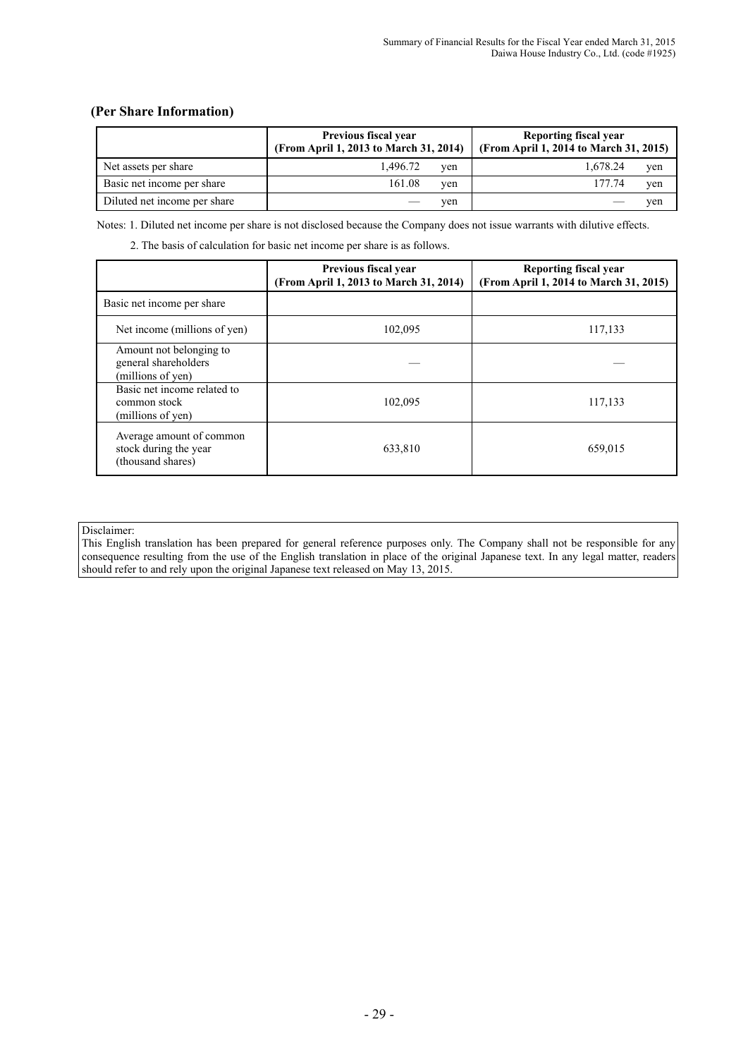### (Per Share Information)

| | Previous fiscal year (From April 1, 2013 to March 31, 2014) | Reporting fiscal year (From April 1, 2014 to March 31, 2015) |
|---|---|---|
| Net assets per share | 1,496.72 yen | 1,678.24 yen |
| Basic net income per share | 161.08 yen | 177.74 yen |
| Diluted net income per share | — yen | — yen |

Notes: 1. Diluted net income per share is not disclosed because the Company does not issue warrants with dilutive effects.

2. The basis of calculation for basic net income per share is as follows.

| | Previous fiscal year (From April 1, 2013 to March 31, 2014) | Reporting fiscal year (From April 1, 2014 to March 31, 2015) |
|---|---|---|
| Basic net income per share | | |
| Net income (millions of yen) | 102,095 | 117,133 |
| Amount not belonging to general shareholders (millions of yen) | — | — |
| Basic net income related to common stock (millions of yen) | 102,095 | 117,133 |
| Average amount of common stock during the year (thousand shares) | 633,810 | 659,015 |

Disclaimer:
This English translation has been prepared for general reference purposes only. The Company shall not be responsible for any consequence resulting from the use of the English translation in place of the original Japanese text. In any legal matter, readers should refer to and rely upon the original Japanese text released on May 13, 2015.